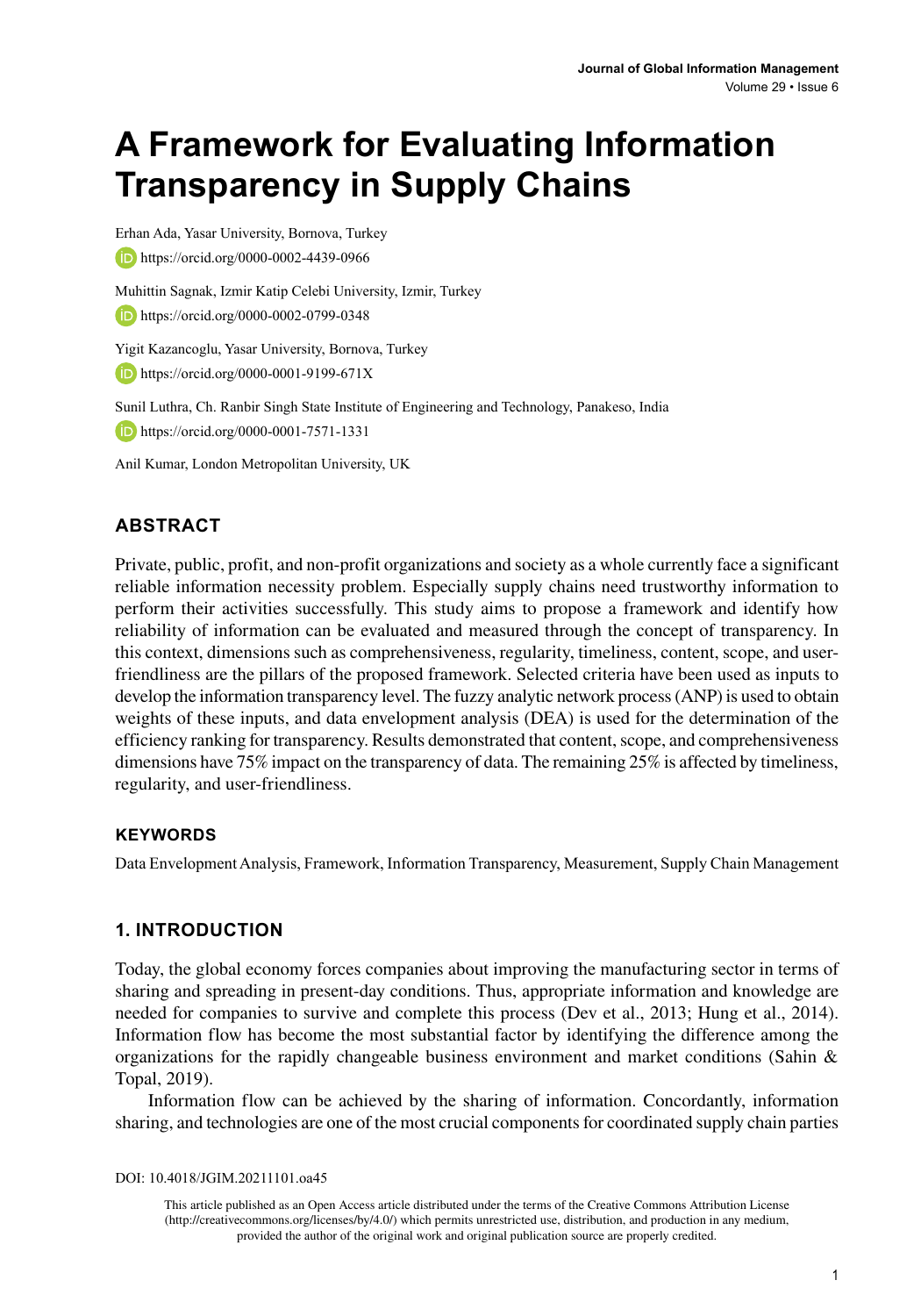# A Framework for Evaluating Information Transparency in Supply Chains

Erhan Ada, Yasar University, Bornova, Turkey

https://orcid.org/0000-0002-4439-0966

Muhittin Sagnak, Izmir Katip Celebi University, Izmir, Turkey

https://orcid.org/0000-0002-0799-0348

Yigit Kazancoglu, Yasar University, Bornova, Turkey

https://orcid.org/0000-0001-9199-671X

Sunil Luthra, Ch. Ranbir Singh State Institute of Engineering and Technology, Panakeso, India

https://orcid.org/0000-0001-7571-1331

Anil Kumar, London Metropolitan University, UK

## ABSTRACT

Private, public, profit, and non-profit organizations and society as a whole currently face a significant reliable information necessity problem. Especially supply chains need trustworthy information to perform their activities successfully. This study aims to propose a framework and identify how reliability of information can be evaluated and measured through the concept of transparency. In this context, dimensions such as comprehensiveness, regularity, timeliness, content, scope, and user-friendliness are the pillars of the proposed framework. Selected criteria have been used as inputs to develop the information transparency level. The fuzzy analytic network process (ANP) is used to obtain weights of these inputs, and data envelopment analysis (DEA) is used for the determination of the efficiency ranking for transparency. Results demonstrated that content, scope, and comprehensiveness dimensions have 75% impact on the transparency of data. The remaining 25% is affected by timeliness, regularity, and user-friendliness.

### KEYWORDS

Data Envelopment Analysis, Framework, Information Transparency, Measurement, Supply Chain Management

## 1. INTRODUCTION

Today, the global economy forces companies about improving the manufacturing sector in terms of sharing and spreading in present-day conditions. Thus, appropriate information and knowledge are needed for companies to survive and complete this process (Dev et al., 2013; Hung et al., 2014). Information flow has become the most substantial factor by identifying the difference among the organizations for the rapidly changeable business environment and market conditions (Sahin & Topal, 2019).

Information flow can be achieved by the sharing of information. Concordantly, information sharing, and technologies are one of the most crucial components for coordinated supply chain parties

DOI: 10.4018/JGIM.20211101.oa45

This article published as an Open Access article distributed under the terms of the Creative Commons Attribution License (http://creativecommons.org/licenses/by/4.0/) which permits unrestricted use, distribution, and production in any medium, provided the author of the original work and original publication source are properly credited.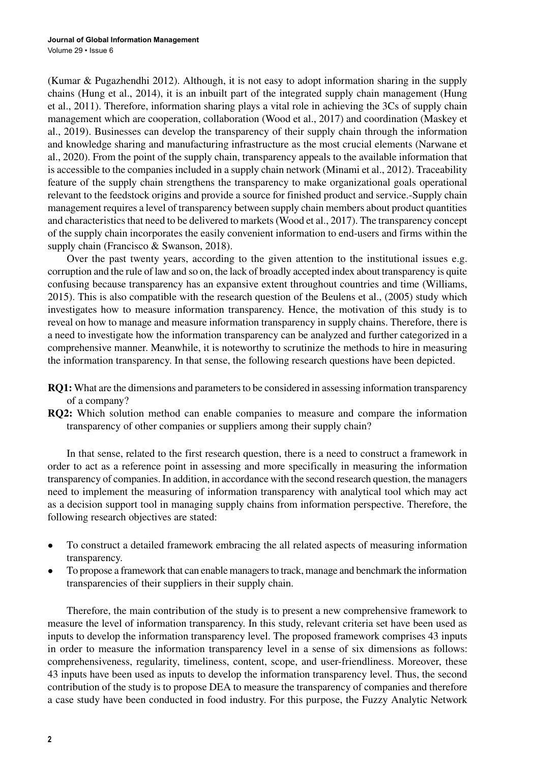(Kumar & Pugazhendhi 2012). Although, it is not easy to adopt information sharing in the supply chains (Hung et al., 2014), it is an inbuilt part of the integrated supply chain management (Hung et al., 2011). Therefore, information sharing plays a vital role in achieving the 3Cs of supply chain management which are cooperation, collaboration (Wood et al., 2017) and coordination (Maskey et al., 2019). Businesses can develop the transparency of their supply chain through the information and knowledge sharing and manufacturing infrastructure as the most crucial elements (Narwane et al., 2020). From the point of the supply chain, transparency appeals to the available information that is accessible to the companies included in a supply chain network (Minami et al., 2012). Traceability feature of the supply chain strengthens the transparency to make organizational goals operational relevant to the feedstock origins and provide a source for finished product and service.-Supply chain management requires a level of transparency between supply chain members about product quantities and characteristics that need to be delivered to markets (Wood et al., 2017). The transparency concept of the supply chain incorporates the easily convenient information to end-users and firms within the supply chain (Francisco & Swanson, 2018).

Over the past twenty years, according to the given attention to the institutional issues e.g. corruption and the rule of law and so on, the lack of broadly accepted index about transparency is quite confusing because transparency has an expansive extent throughout countries and time (Williams, 2015). This is also compatible with the research question of the Beulens et al., (2005) study which investigates how to measure information transparency. Hence, the motivation of this study is to reveal on how to manage and measure information transparency in supply chains. Therefore, there is a need to investigate how the information transparency can be analyzed and further categorized in a comprehensive manner. Meanwhile, it is noteworthy to scrutinize the methods to hire in measuring the information transparency. In that sense, the following research questions have been depicted.

**RQ1:** What are the dimensions and parameters to be considered in assessing information transparency of a company?

**RQ2:** Which solution method can enable companies to measure and compare the information transparency of other companies or suppliers among their supply chain?

In that sense, related to the first research question, there is a need to construct a framework in order to act as a reference point in assessing and more specifically in measuring the information transparency of companies. In addition, in accordance with the second research question, the managers need to implement the measuring of information transparency with analytical tool which may act as a decision support tool in managing supply chains from information perspective. Therefore, the following research objectives are stated:

- To construct a detailed framework embracing the all related aspects of measuring information transparency.
- To propose a framework that can enable managers to track, manage and benchmark the information transparencies of their suppliers in their supply chain.

Therefore, the main contribution of the study is to present a new comprehensive framework to measure the level of information transparency. In this study, relevant criteria set have been used as inputs to develop the information transparency level. The proposed framework comprises 43 inputs in order to measure the information transparency level in a sense of six dimensions as follows: comprehensiveness, regularity, timeliness, content, scope, and user-friendliness. Moreover, these 43 inputs have been used as inputs to develop the information transparency level. Thus, the second contribution of the study is to propose DEA to measure the transparency of companies and therefore a case study have been conducted in food industry. For this purpose, the Fuzzy Analytic Network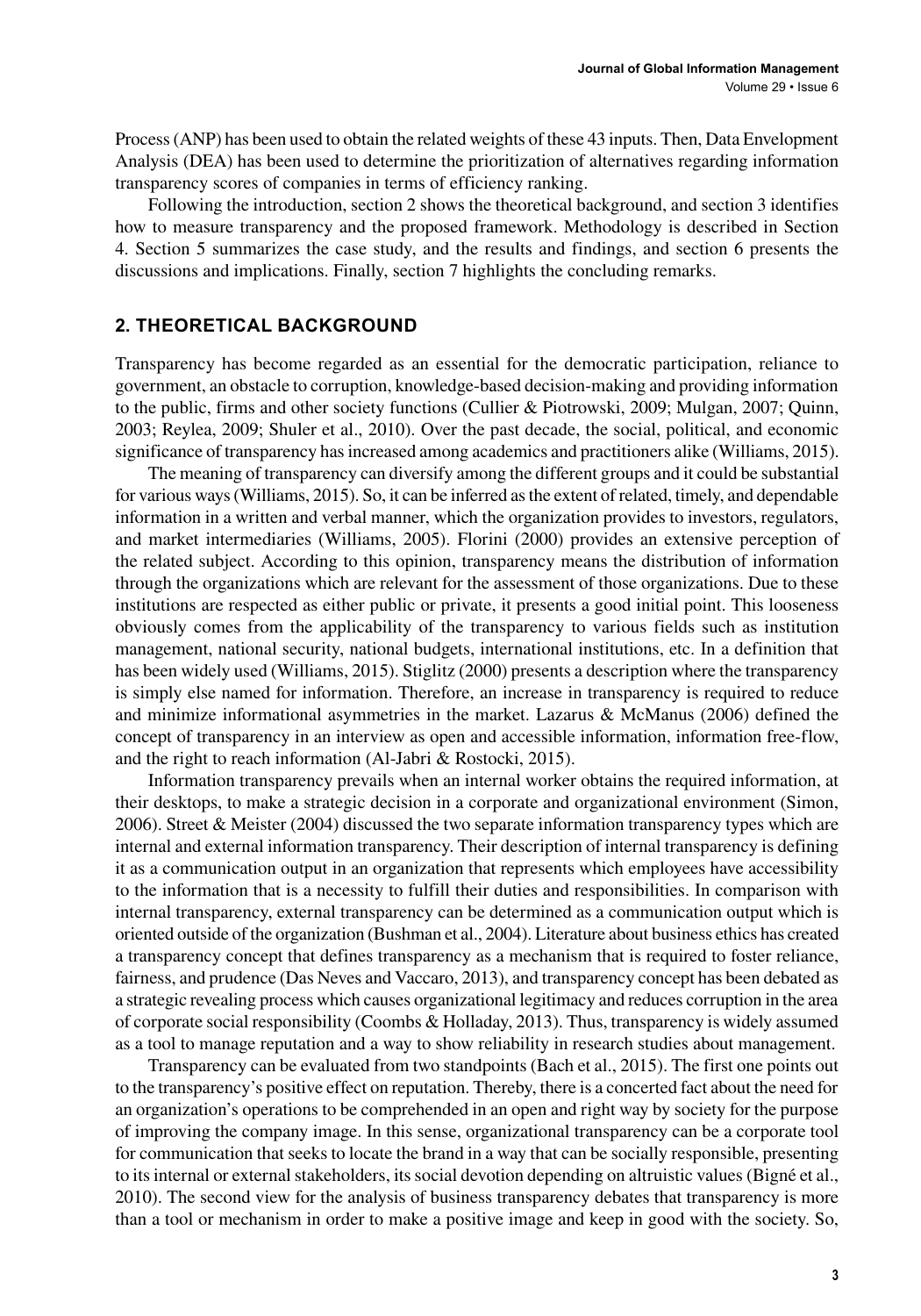Process (ANP) has been used to obtain the related weights of these 43 inputs. Then, Data Envelopment Analysis (DEA) has been used to determine the prioritization of alternatives regarding information transparency scores of companies in terms of efficiency ranking.

Following the introduction, section 2 shows the theoretical background, and section 3 identifies how to measure transparency and the proposed framework. Methodology is described in Section 4. Section 5 summarizes the case study, and the results and findings, and section 6 presents the discussions and implications. Finally, section 7 highlights the concluding remarks.

## 2. THEORETICAL BACKGROUND

Transparency has become regarded as an essential for the democratic participation, reliance to government, an obstacle to corruption, knowledge-based decision-making and providing information to the public, firms and other society functions (Cullier & Piotrowski, 2009; Mulgan, 2007; Quinn, 2003; Reylea, 2009; Shuler et al., 2010). Over the past decade, the social, political, and economic significance of transparency has increased among academics and practitioners alike (Williams, 2015).

The meaning of transparency can diversify among the different groups and it could be substantial for various ways (Williams, 2015). So, it can be inferred as the extent of related, timely, and dependable information in a written and verbal manner, which the organization provides to investors, regulators, and market intermediaries (Williams, 2005). Florini (2000) provides an extensive perception of the related subject. According to this opinion, transparency means the distribution of information through the organizations which are relevant for the assessment of those organizations. Due to these institutions are respected as either public or private, it presents a good initial point. This looseness obviously comes from the applicability of the transparency to various fields such as institution management, national security, national budgets, international institutions, etc. In a definition that has been widely used (Williams, 2015). Stiglitz (2000) presents a description where the transparency is simply else named for information. Therefore, an increase in transparency is required to reduce and minimize informational asymmetries in the market. Lazarus & McManus (2006) defined the concept of transparency in an interview as open and accessible information, information free-flow, and the right to reach information (Al-Jabri & Rostocki, 2015).

Information transparency prevails when an internal worker obtains the required information, at their desktops, to make a strategic decision in a corporate and organizational environment (Simon, 2006). Street & Meister (2004) discussed the two separate information transparency types which are internal and external information transparency. Their description of internal transparency is defining it as a communication output in an organization that represents which employees have accessibility to the information that is a necessity to fulfill their duties and responsibilities. In comparison with internal transparency, external transparency can be determined as a communication output which is oriented outside of the organization (Bushman et al., 2004). Literature about business ethics has created a transparency concept that defines transparency as a mechanism that is required to foster reliance, fairness, and prudence (Das Neves and Vaccaro, 2013), and transparency concept has been debated as a strategic revealing process which causes organizational legitimacy and reduces corruption in the area of corporate social responsibility (Coombs & Holladay, 2013). Thus, transparency is widely assumed as a tool to manage reputation and a way to show reliability in research studies about management.

Transparency can be evaluated from two standpoints (Bach et al., 2015). The first one points out to the transparency's positive effect on reputation. Thereby, there is a concerted fact about the need for an organization's operations to be comprehended in an open and right way by society for the purpose of improving the company image. In this sense, organizational transparency can be a corporate tool for communication that seeks to locate the brand in a way that can be socially responsible, presenting to its internal or external stakeholders, its social devotion depending on altruistic values (Bigné et al., 2010). The second view for the analysis of business transparency debates that transparency is more than a tool or mechanism in order to make a positive image and keep in good with the society. So,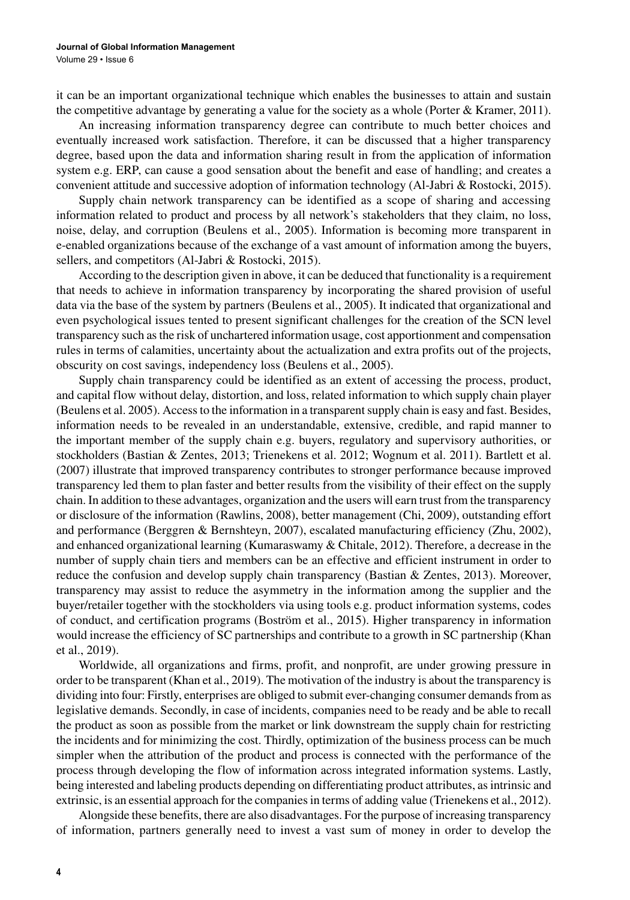it can be an important organizational technique which enables the businesses to attain and sustain the competitive advantage by generating a value for the society as a whole (Porter & Kramer, 2011).

An increasing information transparency degree can contribute to much better choices and eventually increased work satisfaction. Therefore, it can be discussed that a higher transparency degree, based upon the data and information sharing result in from the application of information system e.g. ERP, can cause a good sensation about the benefit and ease of handling; and creates a convenient attitude and successive adoption of information technology (Al-Jabri & Rostocki, 2015).

Supply chain network transparency can be identified as a scope of sharing and accessing information related to product and process by all network's stakeholders that they claim, no loss, noise, delay, and corruption (Beulens et al., 2005). Information is becoming more transparent in e-enabled organizations because of the exchange of a vast amount of information among the buyers, sellers, and competitors (Al-Jabri & Rostocki, 2015).

According to the description given in above, it can be deduced that functionality is a requirement that needs to achieve in information transparency by incorporating the shared provision of useful data via the base of the system by partners (Beulens et al., 2005). It indicated that organizational and even psychological issues tented to present significant challenges for the creation of the SCN level transparency such as the risk of unchartered information usage, cost apportionment and compensation rules in terms of calamities, uncertainty about the actualization and extra profits out of the projects, obscurity on cost savings, independency loss (Beulens et al., 2005).

Supply chain transparency could be identified as an extent of accessing the process, product, and capital flow without delay, distortion, and loss, related information to which supply chain player (Beulens et al. 2005). Access to the information in a transparent supply chain is easy and fast. Besides, information needs to be revealed in an understandable, extensive, credible, and rapid manner to the important member of the supply chain e.g. buyers, regulatory and supervisory authorities, or stockholders (Bastian & Zentes, 2013; Trienekens et al. 2012; Wognum et al. 2011). Bartlett et al. (2007) illustrate that improved transparency contributes to stronger performance because improved transparency led them to plan faster and better results from the visibility of their effect on the supply chain. In addition to these advantages, organization and the users will earn trust from the transparency or disclosure of the information (Rawlins, 2008), better management (Chi, 2009), outstanding effort and performance (Berggren & Bernshteyn, 2007), escalated manufacturing efficiency (Zhu, 2002), and enhanced organizational learning (Kumaraswamy & Chitale, 2012). Therefore, a decrease in the number of supply chain tiers and members can be an effective and efficient instrument in order to reduce the confusion and develop supply chain transparency (Bastian & Zentes, 2013). Moreover, transparency may assist to reduce the asymmetry in the information among the supplier and the buyer/retailer together with the stockholders via using tools e.g. product information systems, codes of conduct, and certification programs (Boström et al., 2015). Higher transparency in information would increase the efficiency of SC partnerships and contribute to a growth in SC partnership (Khan et al., 2019).

Worldwide, all organizations and firms, profit, and nonprofit, are under growing pressure in order to be transparent (Khan et al., 2019). The motivation of the industry is about the transparency is dividing into four: Firstly, enterprises are obliged to submit ever-changing consumer demands from as legislative demands. Secondly, in case of incidents, companies need to be ready and be able to recall the product as soon as possible from the market or link downstream the supply chain for restricting the incidents and for minimizing the cost. Thirdly, optimization of the business process can be much simpler when the attribution of the product and process is connected with the performance of the process through developing the flow of information across integrated information systems. Lastly, being interested and labeling products depending on differentiating product attributes, as intrinsic and extrinsic, is an essential approach for the companies in terms of adding value (Trienekens et al., 2012).

Alongside these benefits, there are also disadvantages. For the purpose of increasing transparency of information, partners generally need to invest a vast sum of money in order to develop the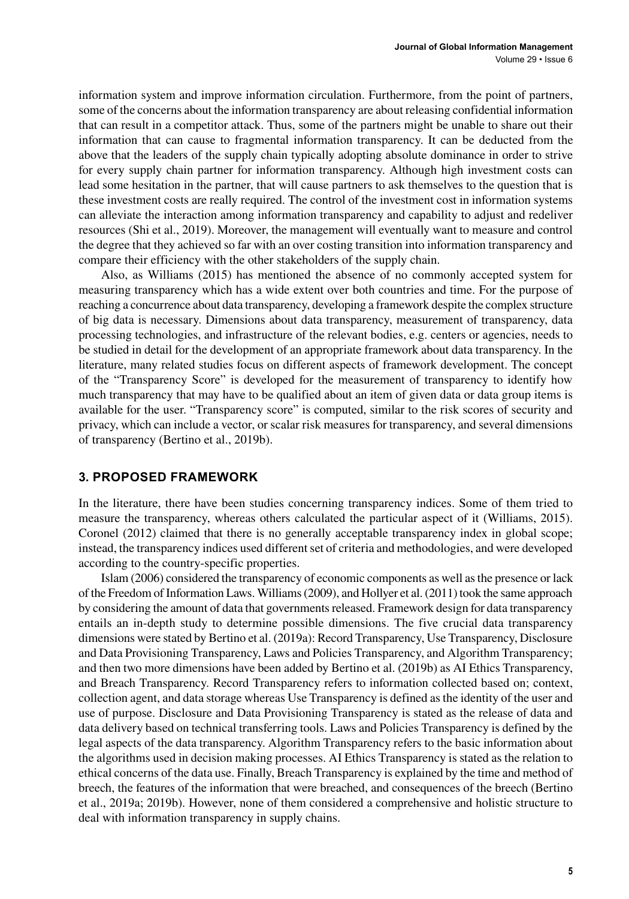information system and improve information circulation. Furthermore, from the point of partners, some of the concerns about the information transparency are about releasing confidential information that can result in a competitor attack. Thus, some of the partners might be unable to share out their information that can cause to fragmental information transparency. It can be deducted from the above that the leaders of the supply chain typically adopting absolute dominance in order to strive for every supply chain partner for information transparency. Although high investment costs can lead some hesitation in the partner, that will cause partners to ask themselves to the question that is these investment costs are really required. The control of the investment cost in information systems can alleviate the interaction among information transparency and capability to adjust and redeliver resources (Shi et al., 2019). Moreover, the management will eventually want to measure and control the degree that they achieved so far with an over costing transition into information transparency and compare their efficiency with the other stakeholders of the supply chain.

Also, as Williams (2015) has mentioned the absence of no commonly accepted system for measuring transparency which has a wide extent over both countries and time. For the purpose of reaching a concurrence about data transparency, developing a framework despite the complex structure of big data is necessary. Dimensions about data transparency, measurement of transparency, data processing technologies, and infrastructure of the relevant bodies, e.g. centers or agencies, needs to be studied in detail for the development of an appropriate framework about data transparency. In the literature, many related studies focus on different aspects of framework development. The concept of the "Transparency Score" is developed for the measurement of transparency to identify how much transparency that may have to be qualified about an item of given data or data group items is available for the user. "Transparency score" is computed, similar to the risk scores of security and privacy, which can include a vector, or scalar risk measures for transparency, and several dimensions of transparency (Bertino et al., 2019b).

## 3. PROPOSED FRAMEWORK

In the literature, there have been studies concerning transparency indices. Some of them tried to measure the transparency, whereas others calculated the particular aspect of it (Williams, 2015). Coronel (2012) claimed that there is no generally acceptable transparency index in global scope; instead, the transparency indices used different set of criteria and methodologies, and were developed according to the country-specific properties.

Islam (2006) considered the transparency of economic components as well as the presence or lack of the Freedom of Information Laws. Williams (2009), and Hollyer et al. (2011) took the same approach by considering the amount of data that governments released. Framework design for data transparency entails an in-depth study to determine possible dimensions. The five crucial data transparency dimensions were stated by Bertino et al. (2019a): Record Transparency, Use Transparency, Disclosure and Data Provisioning Transparency, Laws and Policies Transparency, and Algorithm Transparency; and then two more dimensions have been added by Bertino et al. (2019b) as AI Ethics Transparency, and Breach Transparency. Record Transparency refers to information collected based on; context, collection agent, and data storage whereas Use Transparency is defined as the identity of the user and use of purpose. Disclosure and Data Provisioning Transparency is stated as the release of data and data delivery based on technical transferring tools. Laws and Policies Transparency is defined by the legal aspects of the data transparency. Algorithm Transparency refers to the basic information about the algorithms used in decision making processes. AI Ethics Transparency is stated as the relation to ethical concerns of the data use. Finally, Breach Transparency is explained by the time and method of breech, the features of the information that were breached, and consequences of the breech (Bertino et al., 2019a; 2019b). However, none of them considered a comprehensive and holistic structure to deal with information transparency in supply chains.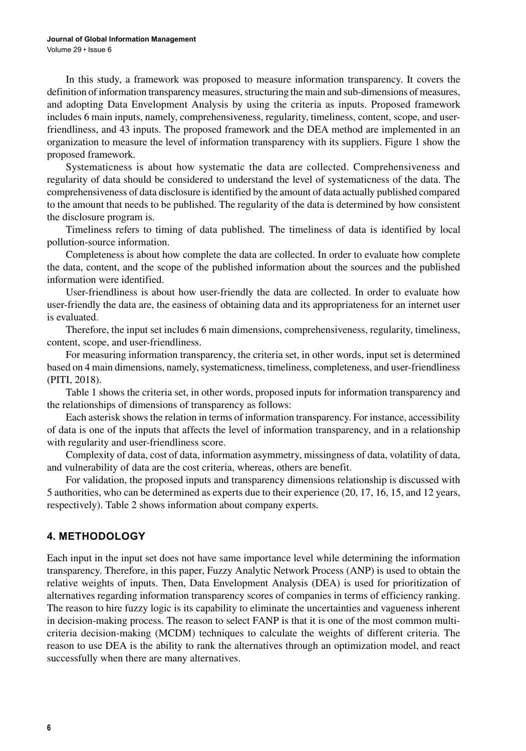In this study, a framework was proposed to measure information transparency. It covers the definition of information transparency measures, structuring the main and sub-dimensions of measures, and adopting Data Envelopment Analysis by using the criteria as inputs. Proposed framework includes 6 main inputs, namely, comprehensiveness, regularity, timeliness, content, scope, and user-friendliness, and 43 inputs. The proposed framework and the DEA method are implemented in an organization to measure the level of information transparency with its suppliers. Figure 1 show the proposed framework.

Systematicness is about how systematic the data are collected. Comprehensiveness and regularity of data should be considered to understand the level of systematicness of the data. The comprehensiveness of data disclosure is identified by the amount of data actually published compared to the amount that needs to be published. The regularity of the data is determined by how consistent the disclosure program is.

Timeliness refers to timing of data published. The timeliness of data is identified by local pollution-source information.

Completeness is about how complete the data are collected. In order to evaluate how complete the data, content, and the scope of the published information about the sources and the published information were identified.

User-friendliness is about how user-friendly the data are collected. In order to evaluate how user-friendly the data are, the easiness of obtaining data and its appropriateness for an internet user is evaluated.

Therefore, the input set includes 6 main dimensions, comprehensiveness, regularity, timeliness, content, scope, and user-friendliness.

For measuring information transparency, the criteria set, in other words, input set is determined based on 4 main dimensions, namely, systematicness, timeliness, completeness, and user-friendliness (PITI, 2018).

Table 1 shows the criteria set, in other words, proposed inputs for information transparency and the relationships of dimensions of transparency as follows:

Each asterisk shows the relation in terms of information transparency. For instance, accessibility of data is one of the inputs that affects the level of information transparency, and in a relationship with regularity and user-friendliness score.

Complexity of data, cost of data, information asymmetry, missingness of data, volatility of data, and vulnerability of data are the cost criteria, whereas, others are benefit.

For validation, the proposed inputs and transparency dimensions relationship is discussed with 5 authorities, who can be determined as experts due to their experience (20, 17, 16, 15, and 12 years, respectively). Table 2 shows information about company experts.

## 4. METHODOLOGY

Each input in the input set does not have same importance level while determining the information transparency. Therefore, in this paper, Fuzzy Analytic Network Process (ANP) is used to obtain the relative weights of inputs. Then, Data Envelopment Analysis (DEA) is used for prioritization of alternatives regarding information transparency scores of companies in terms of efficiency ranking. The reason to hire fuzzy logic is its capability to eliminate the uncertainties and vagueness inherent in decision-making process. The reason to select FANP is that it is one of the most common multi-criteria decision-making (MCDM) techniques to calculate the weights of different criteria. The reason to use DEA is the ability to rank the alternatives through an optimization model, and react successfully when there are many alternatives.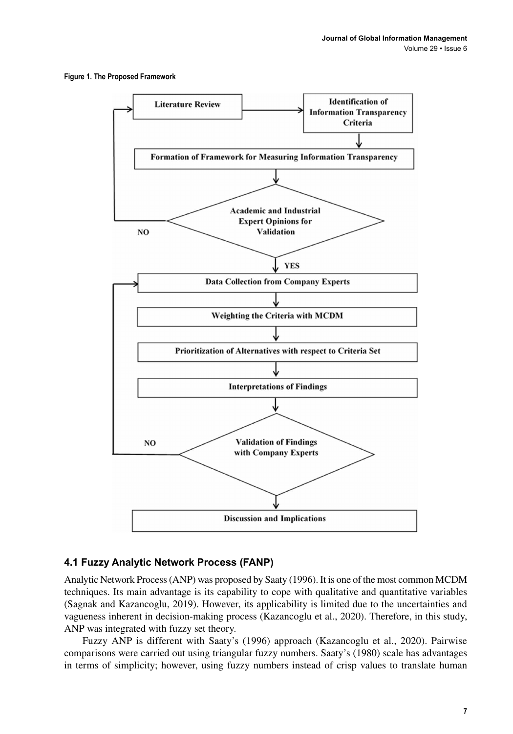**Figure 1. The Proposed Framework**

```
Literature Review → Identification of Information Transparency Criteria
        ↓
Formation of Framework for Measuring Information Transparency
        ↓
Academic and Industrial Expert Opinions for Validation
   NO → back to Literature Review
   YES ↓
Data Collection from Company Experts
        ↓
Weighting the Criteria with MCDM
        ↓
Prioritization of Alternatives with respect to Criteria Set
        ↓
Interpretations of Findings
        ↓
Validation of Findings with Company Experts
   NO → back to Data Collection from Company Experts
        ↓
Discussion and Implications
```

### 4.1 Fuzzy Analytic Network Process (FANP)

Analytic Network Process (ANP) was proposed by Saaty (1996). It is one of the most common MCDM techniques. Its main advantage is its capability to cope with qualitative and quantitative variables (Sagnak and Kazancoglu, 2019). However, its applicability is limited due to the uncertainties and vagueness inherent in decision-making process (Kazancoglu et al., 2020). Therefore, in this study, ANP was integrated with fuzzy set theory.

Fuzzy ANP is different with Saaty's (1996) approach (Kazancoglu et al., 2020). Pairwise comparisons were carried out using triangular fuzzy numbers. Saaty's (1980) scale has advantages in terms of simplicity; however, using fuzzy numbers instead of crisp values to translate human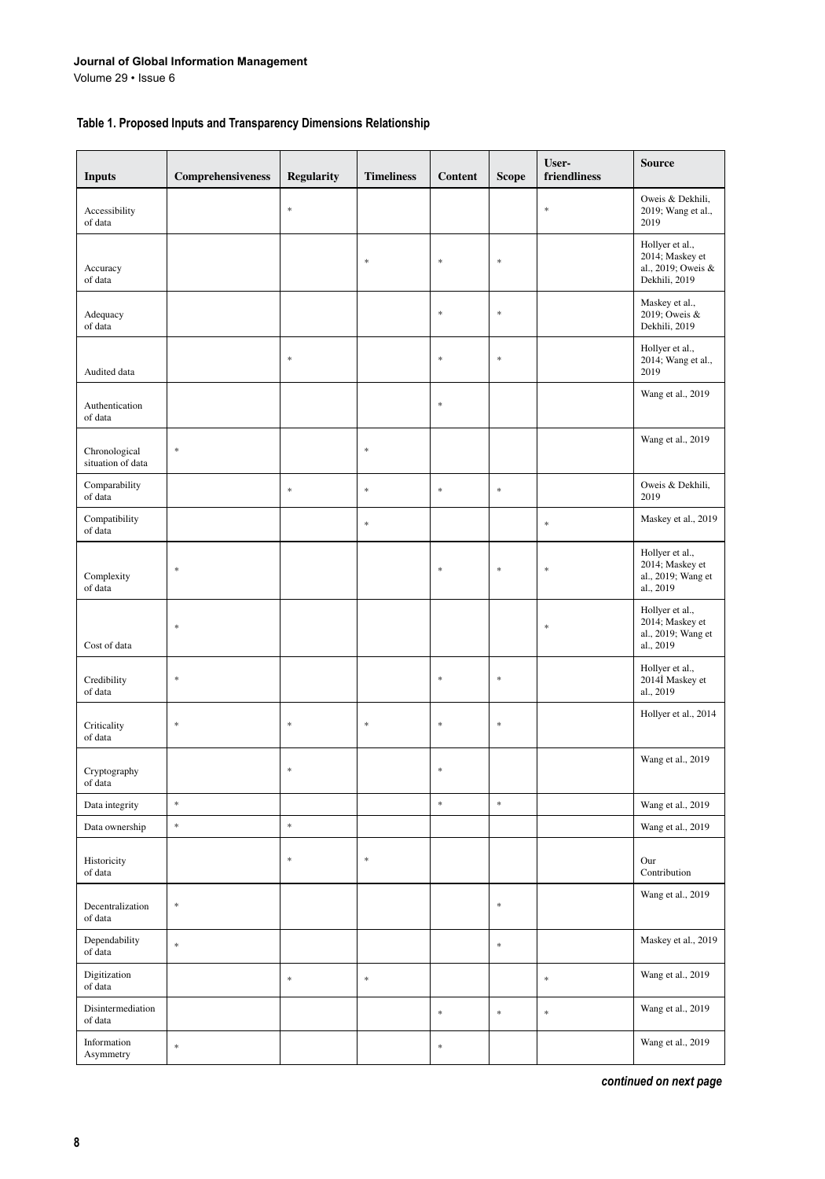**Table 1. Proposed Inputs and Transparency Dimensions Relationship**

| Inputs | Comprehensiveness | Regularity | Timeliness | Content | Scope | User-friendliness | Source |
|---|---|---|---|---|---|---|---|
| Accessibility of data | | * | | | | * | Oweis & Dekhili, 2019; Wang et al., 2019 |
| Accuracy of data | | | * | * | * | | Hollyer et al., 2014; Maskey et al., 2019; Oweis & Dekhili, 2019 |
| Adequacy of data | | | | * | * | | Maskey et al., 2019; Oweis & Dekhili, 2019 |
| Audited data | | * | | * | * | | Hollyer et al., 2014; Wang et al., 2019 |
| Authentication of data | | | | * | | | Wang et al., 2019 |
| Chronological situation of data | * | | * | | | | Wang et al., 2019 |
| Comparability of data | | * | * | * | * | | Oweis & Dekhili, 2019 |
| Compatibility of data | | | * | | | * | Maskey et al., 2019 |
| Complexity of data | * | | | * | * | * | Hollyer et al., 2014; Maskey et al., 2019; Wang et al., 2019 |
| Cost of data | * | | | | | * | Hollyer et al., 2014; Maskey et al., 2019; Wang et al., 2019 |
| Credibility of data | * | | | * | * | | Hollyer et al., 2014Í Maskey et al., 2019 |
| Criticality of data | * | * | * | * | * | | Hollyer et al., 2014 |
| Cryptography of data | | * | | * | | | Wang et al., 2019 |
| Data integrity | * | | | * | * | | Wang et al., 2019 |
| Data ownership | * | * | | | | | Wang et al., 2019 |
| Historicity of data | | * | * | | | | Our Contribution |
| Decentralization of data | * | | | | * | | Wang et al., 2019 |
| Dependability of data | * | | | | * | | Maskey et al., 2019 |
| Digitization of data | | * | * | | | * | Wang et al., 2019 |
| Disintermediation of data | | | | * | * | * | Wang et al., 2019 |
| Information Asymmetry | * | | | * | | | Wang et al., 2019 |

*continued on next page*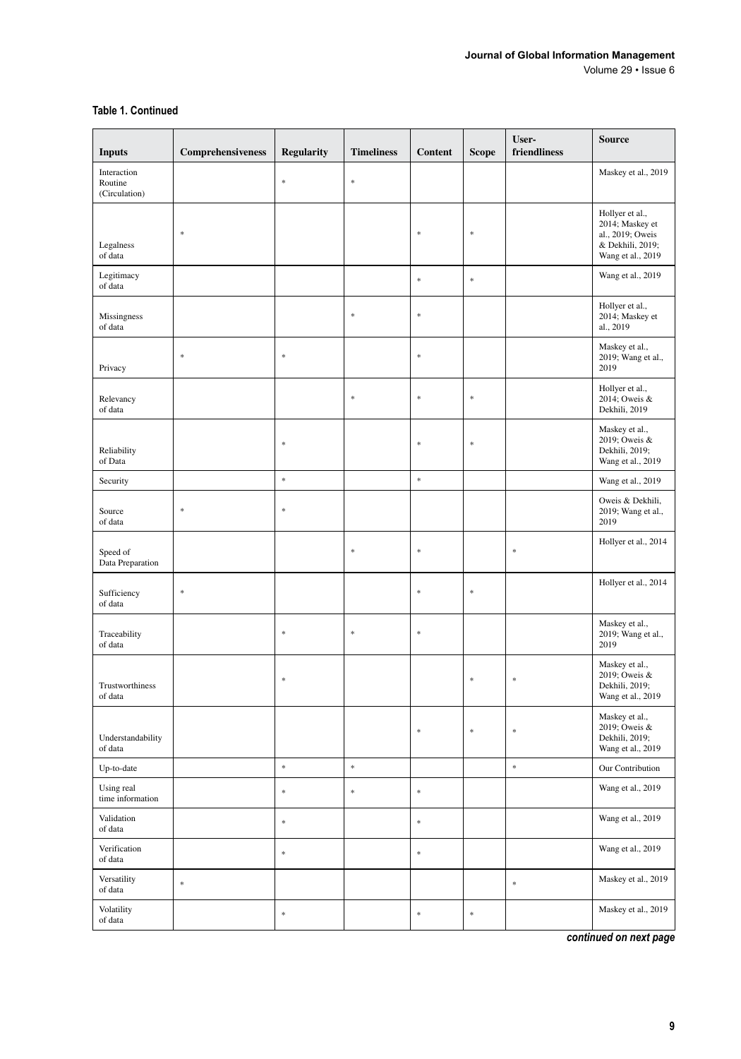**Table 1. Continued**

| Inputs | Comprehensiveness | Regularity | Timeliness | Content | Scope | User-friendliness | Source |
|---|---|---|---|---|---|---|---|
| Interaction Routine (Circulation) | | * | * | | | | Maskey et al., 2019 |
| Legalness of data | * | | | * | * | | Hollyer et al., 2014; Maskey et al., 2019; Oweis & Dekhili, 2019; Wang et al., 2019 |
| Legitimacy of data | | | | * | * | | Wang et al., 2019 |
| Missingness of data | | | * | * | | | Hollyer et al., 2014; Maskey et al., 2019 |
| Privacy | * | * | | * | | | Maskey et al., 2019; Wang et al., 2019 |
| Relevancy of data | | | * | * | * | | Hollyer et al., 2014; Oweis & Dekhili, 2019 |
| Reliability of Data | | * | | * | * | | Maskey et al., 2019; Oweis & Dekhili, 2019; Wang et al., 2019 |
| Security | | * | | * | | | Wang et al., 2019 |
| Source of data | * | * | | | | | Oweis & Dekhili, 2019; Wang et al., 2019 |
| Speed of Data Preparation | | | * | * | | * | Hollyer et al., 2014 |
| Sufficiency of data | * | | | * | * | | Hollyer et al., 2014 |
| Traceability of data | | * | * | * | | | Maskey et al., 2019; Wang et al., 2019 |
| Trustworthiness of data | | * | | | * | * | Maskey et al., 2019; Oweis & Dekhili, 2019; Wang et al., 2019 |
| Understandability of data | | | | * | * | * | Maskey et al., 2019; Oweis & Dekhili, 2019; Wang et al., 2019 |
| Up-to-date | | * | * | | | * | Our Contribution |
| Using real time information | | * | * | * | | | Wang et al., 2019 |
| Validation of data | | * | | * | | | Wang et al., 2019 |
| Verification of data | | * | | * | | | Wang et al., 2019 |
| Versatility of data | * | | | | | * | Maskey et al., 2019 |
| Volatility of data | | * | | * | * | | Maskey et al., 2019 |

*continued on next page*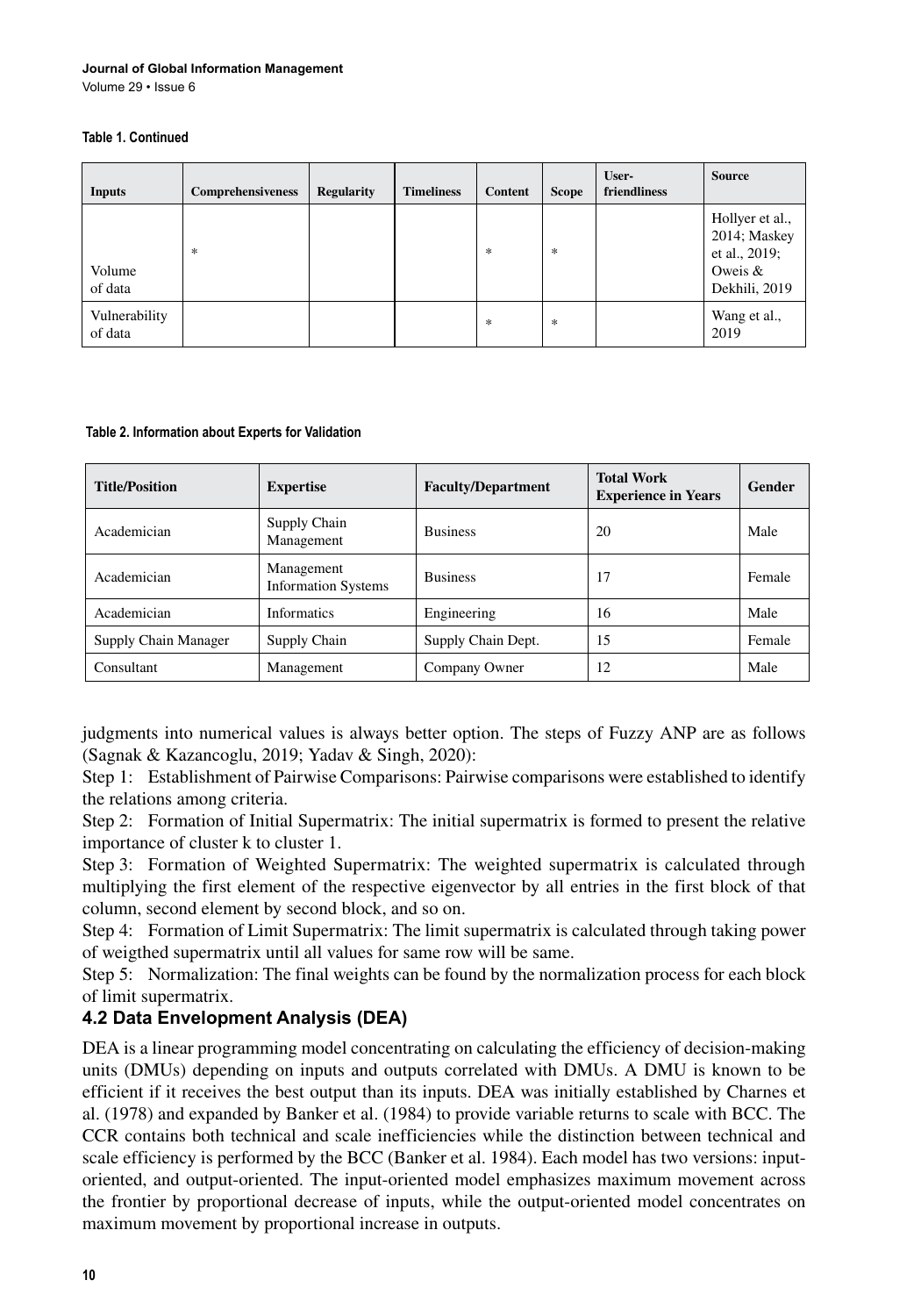**Table 1. Continued**

| Inputs | Comprehensiveness | Regularity | Timeliness | Content | Scope | User-friendliness | Source |
|---|---|---|---|---|---|---|---|
| Volume of data | * | | | * | * | | Hollyer et al., 2014; Maskey et al., 2019; Oweis & Dekhili, 2019 |
| Vulnerability of data | | | | * | * | | Wang et al., 2019 |

**Table 2. Information about Experts for Validation**

| Title/Position | Expertise | Faculty/Department | Total Work Experience in Years | Gender |
|---|---|---|---|---|
| Academician | Supply Chain Management | Business | 20 | Male |
| Academician | Management Information Systems | Business | 17 | Female |
| Academician | Informatics | Engineering | 16 | Male |
| Supply Chain Manager | Supply Chain | Supply Chain Dept. | 15 | Female |
| Consultant | Management | Company Owner | 12 | Male |

judgments into numerical values is always better option. The steps of Fuzzy ANP are as follows (Sagnak & Kazancoglu, 2019; Yadav & Singh, 2020):

Step 1: Establishment of Pairwise Comparisons: Pairwise comparisons were established to identify the relations among criteria.

Step 2: Formation of Initial Supermatrix: The initial supermatrix is formed to present the relative importance of cluster k to cluster 1.

Step 3: Formation of Weighted Supermatrix: The weighted supermatrix is calculated through multiplying the first element of the respective eigenvector by all entries in the first block of that column, second element by second block, and so on.

Step 4: Formation of Limit Supermatrix: The limit supermatrix is calculated through taking power of weigthed supermatrix until all values for same row will be same.

Step 5: Normalization: The final weights can be found by the normalization process for each block of limit supermatrix.

## 4.2 Data Envelopment Analysis (DEA)

DEA is a linear programming model concentrating on calculating the efficiency of decision-making units (DMUs) depending on inputs and outputs correlated with DMUs. A DMU is known to be efficient if it receives the best output than its inputs. DEA was initially established by Charnes et al. (1978) and expanded by Banker et al. (1984) to provide variable returns to scale with BCC. The CCR contains both technical and scale inefficiencies while the distinction between technical and scale efficiency is performed by the BCC (Banker et al. 1984). Each model has two versions: input-oriented, and output-oriented. The input-oriented model emphasizes maximum movement across the frontier by proportional decrease of inputs, while the output-oriented model concentrates on maximum movement by proportional increase in outputs.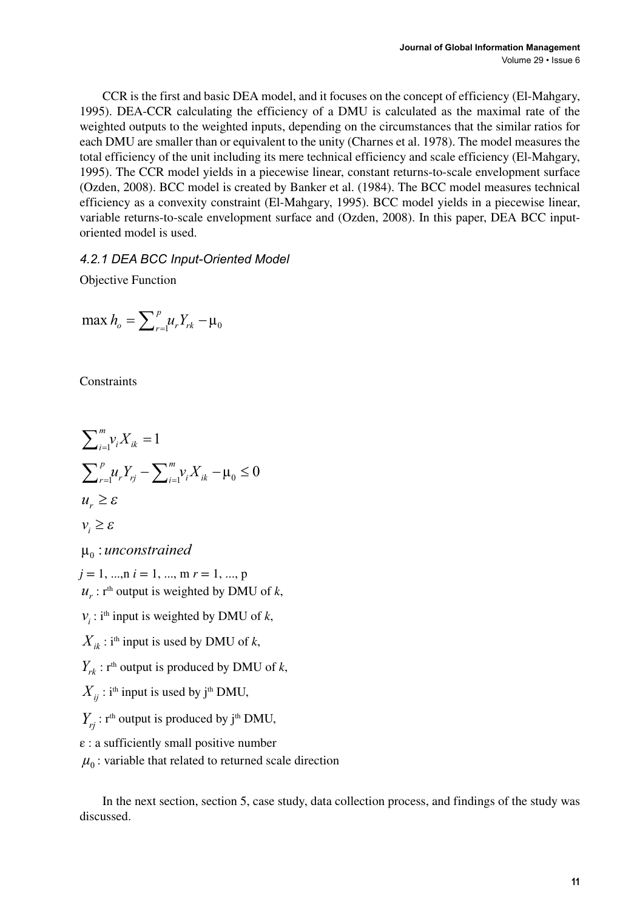CCR is the first and basic DEA model, and it focuses on the concept of efficiency (El-Mahgary, 1995). DEA-CCR calculating the efficiency of a DMU is calculated as the maximal rate of the weighted outputs to the weighted inputs, depending on the circumstances that the similar ratios for each DMU are smaller than or equivalent to the unity (Charnes et al. 1978). The model measures the total efficiency of the unit including its mere technical efficiency and scale efficiency (El-Mahgary, 1995). The CCR model yields in a piecewise linear, constant returns-to-scale envelopment surface (Ozden, 2008). BCC model is created by Banker et al. (1984). The BCC model measures technical efficiency as a convexity constraint (El-Mahgary, 1995). BCC model yields in a piecewise linear, variable returns-to-scale envelopment surface and (Ozden, 2008). In this paper, DEA BCC input-oriented model is used.

### *4.2.1 DEA BCC Input-Oriented Model*

Objective Function

$$\max h_o = \sum\nolimits_{r=1}^{p} u_r Y_{rk} - \mu_0$$

Constraints

$$\sum\nolimits_{i=1}^{m} v_i X_{ik} = 1$$

$$\sum\nolimits_{r=1}^{p} u_r Y_{rj} - \sum\nolimits_{i=1}^{m} v_i X_{ik} - \mu_0 \leq 0$$

$$u_r \geq \varepsilon$$

$$v_i \geq \varepsilon$$

$$\mu_0 : unconstrained$$

$j = 1, ..., n$ $i = 1, ..., m$ $r = 1, ..., p$

$u_r$ : r[th] output is weighted by DMU of *k*,

$v_i$ : i[th] input is weighted by DMU of *k*,

$X_{ik}$ : i[th] input is used by DMU of *k*,

$Y_{rk}$ : r[th] output is produced by DMU of *k*,

$X_{ij}$ : i[th] input is used by j[th] DMU,

$Y_{rj}$ : r[th] output is produced by j[th] DMU,

$\varepsilon$ : a sufficiently small positive number

$\mu_0$ : variable that related to returned scale direction

In the next section, section 5, case study, data collection process, and findings of the study was discussed.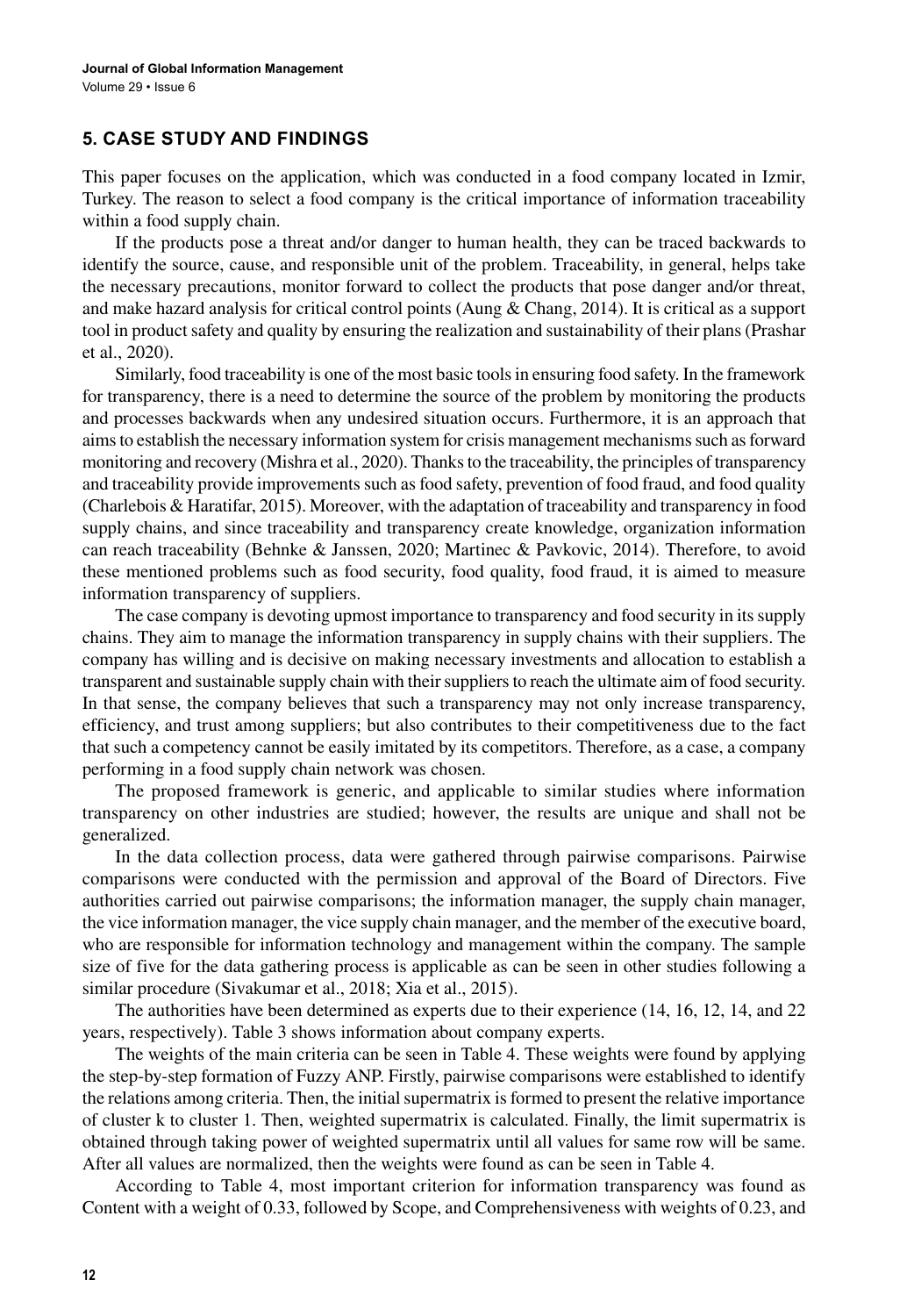## 5. CASE STUDY AND FINDINGS

This paper focuses on the application, which was conducted in a food company located in Izmir, Turkey. The reason to select a food company is the critical importance of information traceability within a food supply chain.

If the products pose a threat and/or danger to human health, they can be traced backwards to identify the source, cause, and responsible unit of the problem. Traceability, in general, helps take the necessary precautions, monitor forward to collect the products that pose danger and/or threat, and make hazard analysis for critical control points (Aung & Chang, 2014). It is critical as a support tool in product safety and quality by ensuring the realization and sustainability of their plans (Prashar et al., 2020).

Similarly, food traceability is one of the most basic tools in ensuring food safety. In the framework for transparency, there is a need to determine the source of the problem by monitoring the products and processes backwards when any undesired situation occurs. Furthermore, it is an approach that aims to establish the necessary information system for crisis management mechanisms such as forward monitoring and recovery (Mishra et al., 2020). Thanks to the traceability, the principles of transparency and traceability provide improvements such as food safety, prevention of food fraud, and food quality (Charlebois & Haratifar, 2015). Moreover, with the adaptation of traceability and transparency in food supply chains, and since traceability and transparency create knowledge, organization information can reach traceability (Behnke & Janssen, 2020; Martinec & Pavkovic, 2014). Therefore, to avoid these mentioned problems such as food security, food quality, food fraud, it is aimed to measure information transparency of suppliers.

The case company is devoting upmost importance to transparency and food security in its supply chains. They aim to manage the information transparency in supply chains with their suppliers. The company has willing and is decisive on making necessary investments and allocation to establish a transparent and sustainable supply chain with their suppliers to reach the ultimate aim of food security. In that sense, the company believes that such a transparency may not only increase transparency, efficiency, and trust among suppliers; but also contributes to their competitiveness due to the fact that such a competency cannot be easily imitated by its competitors. Therefore, as a case, a company performing in a food supply chain network was chosen.

The proposed framework is generic, and applicable to similar studies where information transparency on other industries are studied; however, the results are unique and shall not be generalized.

In the data collection process, data were gathered through pairwise comparisons. Pairwise comparisons were conducted with the permission and approval of the Board of Directors. Five authorities carried out pairwise comparisons; the information manager, the supply chain manager, the vice information manager, the vice supply chain manager, and the member of the executive board, who are responsible for information technology and management within the company. The sample size of five for the data gathering process is applicable as can be seen in other studies following a similar procedure (Sivakumar et al., 2018; Xia et al., 2015).

The authorities have been determined as experts due to their experience (14, 16, 12, 14, and 22 years, respectively). Table 3 shows information about company experts.

The weights of the main criteria can be seen in Table 4. These weights were found by applying the step-by-step formation of Fuzzy ANP. Firstly, pairwise comparisons were established to identify the relations among criteria. Then, the initial supermatrix is formed to present the relative importance of cluster k to cluster 1. Then, weighted supermatrix is calculated. Finally, the limit supermatrix is obtained through taking power of weighted supermatrix until all values for same row will be same. After all values are normalized, then the weights were found as can be seen in Table 4.

According to Table 4, most important criterion for information transparency was found as Content with a weight of 0.33, followed by Scope, and Comprehensiveness with weights of 0.23, and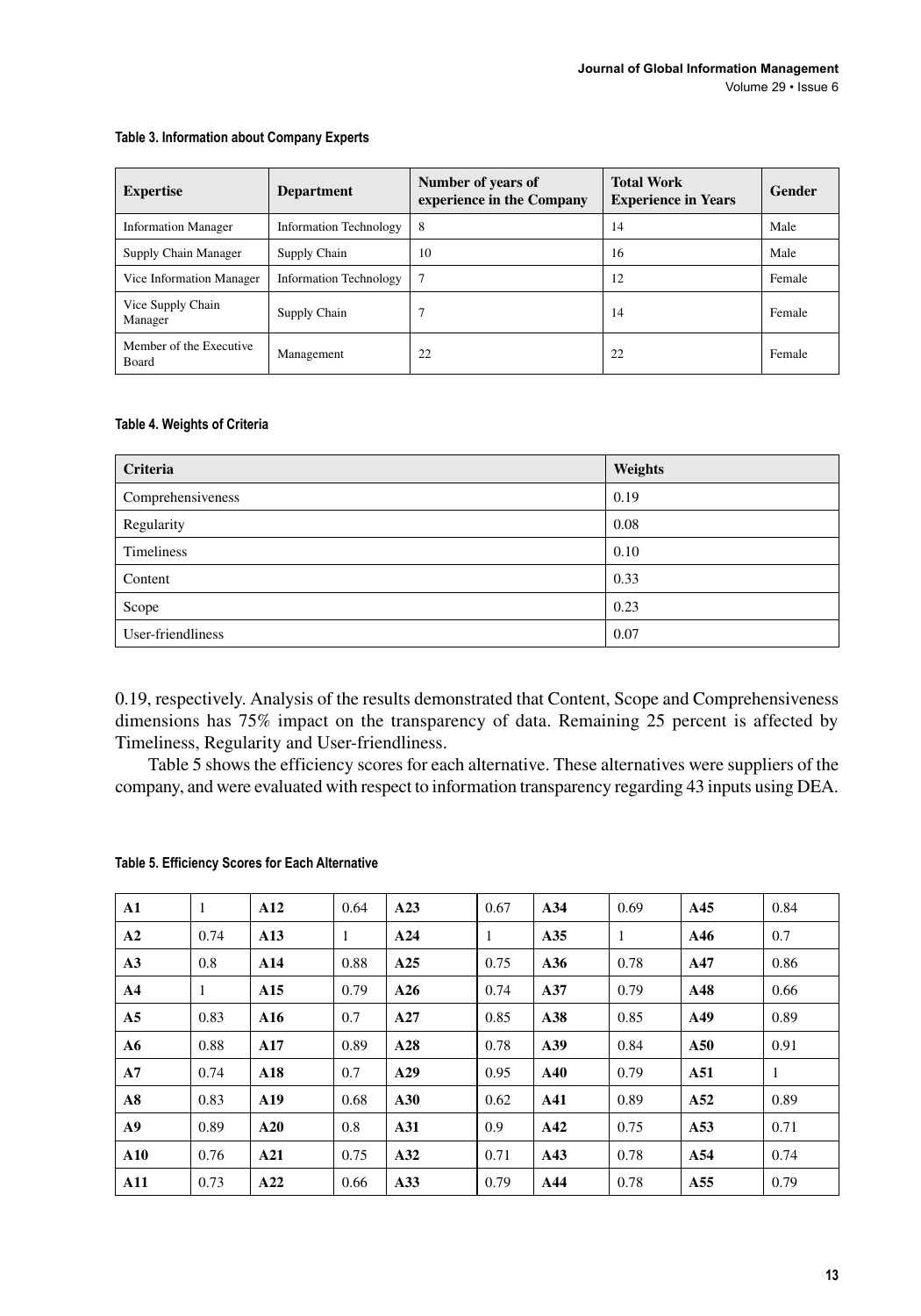**Table 3. Information about Company Experts**

| Expertise | Department | Number of years of experience in the Company | Total Work Experience in Years | Gender |
|---|---|---|---|---|
| Information Manager | Information Technology | 8 | 14 | Male |
| Supply Chain Manager | Supply Chain | 10 | 16 | Male |
| Vice Information Manager | Information Technology | 7 | 12 | Female |
| Vice Supply Chain Manager | Supply Chain | 7 | 14 | Female |
| Member of the Executive Board | Management | 22 | 22 | Female |

**Table 4. Weights of Criteria**

| Criteria | Weights |
|---|---|
| Comprehensiveness | 0.19 |
| Regularity | 0.08 |
| Timeliness | 0.10 |
| Content | 0.33 |
| Scope | 0.23 |
| User-friendliness | 0.07 |

0.19, respectively. Analysis of the results demonstrated that Content, Scope and Comprehensiveness dimensions has 75% impact on the transparency of data. Remaining 25 percent is affected by Timeliness, Regularity and User-friendliness.

Table 5 shows the efficiency scores for each alternative. These alternatives were suppliers of the company, and were evaluated with respect to information transparency regarding 43 inputs using DEA.

**Table 5. Efficiency Scores for Each Alternative**

| | | | | | | | | | |
|---|---|---|---|---|---|---|---|---|---|
| **A1** | 1 | **A12** | 0.64 | **A23** | 0.67 | **A34** | 0.69 | **A45** | 0.84 |
| **A2** | 0.74 | **A13** | 1 | **A24** | 1 | **A35** | 1 | **A46** | 0.7 |
| **A3** | 0.8 | **A14** | 0.88 | **A25** | 0.75 | **A36** | 0.78 | **A47** | 0.86 |
| **A4** | 1 | **A15** | 0.79 | **A26** | 0.74 | **A37** | 0.79 | **A48** | 0.66 |
| **A5** | 0.83 | **A16** | 0.7 | **A27** | 0.85 | **A38** | 0.85 | **A49** | 0.89 |
| **A6** | 0.88 | **A17** | 0.89 | **A28** | 0.78 | **A39** | 0.84 | **A50** | 0.91 |
| **A7** | 0.74 | **A18** | 0.7 | **A29** | 0.95 | **A40** | 0.79 | **A51** | 1 |
| **A8** | 0.83 | **A19** | 0.68 | **A30** | 0.62 | **A41** | 0.89 | **A52** | 0.89 |
| **A9** | 0.89 | **A20** | 0.8 | **A31** | 0.9 | **A42** | 0.75 | **A53** | 0.71 |
| **A10** | 0.76 | **A21** | 0.75 | **A32** | 0.71 | **A43** | 0.78 | **A54** | 0.74 |
| **A11** | 0.73 | **A22** | 0.66 | **A33** | 0.79 | **A44** | 0.78 | **A55** | 0.79 |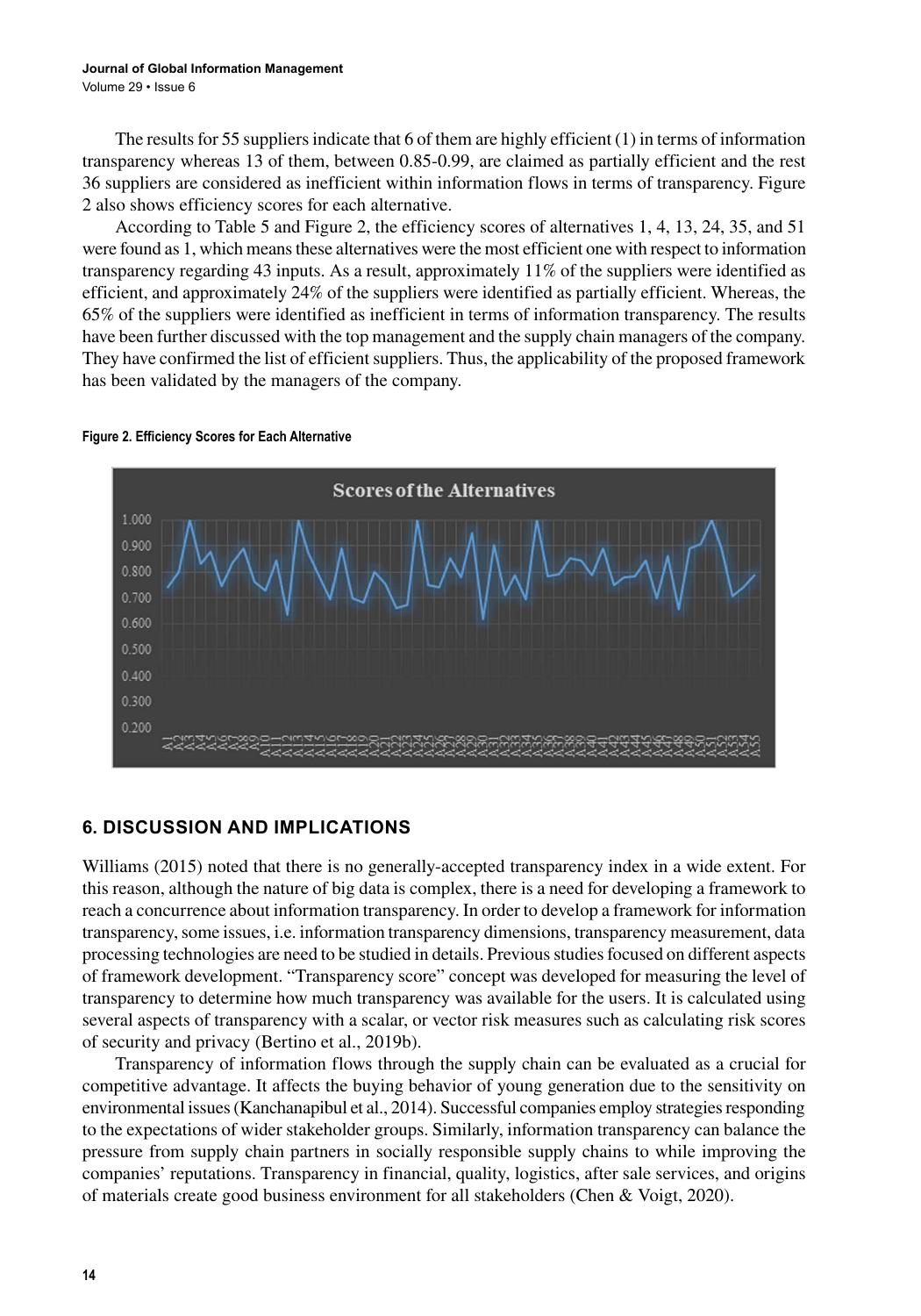The results for 55 suppliers indicate that 6 of them are highly efficient (1) in terms of information transparency whereas 13 of them, between 0.85-0.99, are claimed as partially efficient and the rest 36 suppliers are considered as inefficient within information flows in terms of transparency. Figure 2 also shows efficiency scores for each alternative.

According to Table 5 and Figure 2, the efficiency scores of alternatives 1, 4, 13, 24, 35, and 51 were found as 1, which means these alternatives were the most efficient one with respect to information transparency regarding 43 inputs. As a result, approximately 11% of the suppliers were identified as efficient, and approximately 24% of the suppliers were identified as partially efficient. Whereas, the 65% of the suppliers were identified as inefficient in terms of information transparency. The results have been further discussed with the top management and the supply chain managers of the company. They have confirmed the list of efficient suppliers. Thus, the applicability of the proposed framework has been validated by the managers of the company.

**Figure 2. Efficiency Scores for Each Alternative**

## 6. DISCUSSION AND IMPLICATIONS

Williams (2015) noted that there is no generally-accepted transparency index in a wide extent. For this reason, although the nature of big data is complex, there is a need for developing a framework to reach a concurrence about information transparency. In order to develop a framework for information transparency, some issues, i.e. information transparency dimensions, transparency measurement, data processing technologies are need to be studied in details. Previous studies focused on different aspects of framework development. "Transparency score" concept was developed for measuring the level of transparency to determine how much transparency was available for the users. It is calculated using several aspects of transparency with a scalar, or vector risk measures such as calculating risk scores of security and privacy (Bertino et al., 2019b).

Transparency of information flows through the supply chain can be evaluated as a crucial for competitive advantage. It affects the buying behavior of young generation due to the sensitivity on environmental issues (Kanchanapibul et al., 2014). Successful companies employ strategies responding to the expectations of wider stakeholder groups. Similarly, information transparency can balance the pressure from supply chain partners in socially responsible supply chains to while improving the companies' reputations. Transparency in financial, quality, logistics, after sale services, and origins of materials create good business environment for all stakeholders (Chen & Voigt, 2020).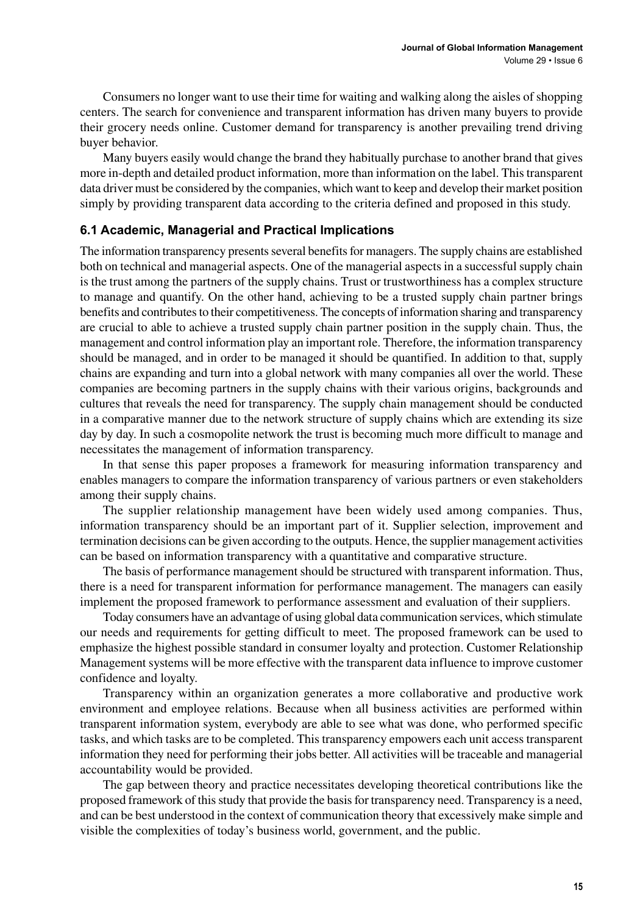Consumers no longer want to use their time for waiting and walking along the aisles of shopping centers. The search for convenience and transparent information has driven many buyers to provide their grocery needs online. Customer demand for transparency is another prevailing trend driving buyer behavior.

Many buyers easily would change the brand they habitually purchase to another brand that gives more in-depth and detailed product information, more than information on the label. This transparent data driver must be considered by the companies, which want to keep and develop their market position simply by providing transparent data according to the criteria defined and proposed in this study.

### 6.1 Academic, Managerial and Practical Implications

The information transparency presents several benefits for managers. The supply chains are established both on technical and managerial aspects. One of the managerial aspects in a successful supply chain is the trust among the partners of the supply chains. Trust or trustworthiness has a complex structure to manage and quantify. On the other hand, achieving to be a trusted supply chain partner brings benefits and contributes to their competitiveness. The concepts of information sharing and transparency are crucial to able to achieve a trusted supply chain partner position in the supply chain. Thus, the management and control information play an important role. Therefore, the information transparency should be managed, and in order to be managed it should be quantified. In addition to that, supply chains are expanding and turn into a global network with many companies all over the world. These companies are becoming partners in the supply chains with their various origins, backgrounds and cultures that reveals the need for transparency. The supply chain management should be conducted in a comparative manner due to the network structure of supply chains which are extending its size day by day. In such a cosmopolite network the trust is becoming much more difficult to manage and necessitates the management of information transparency.

In that sense this paper proposes a framework for measuring information transparency and enables managers to compare the information transparency of various partners or even stakeholders among their supply chains.

The supplier relationship management have been widely used among companies. Thus, information transparency should be an important part of it. Supplier selection, improvement and termination decisions can be given according to the outputs. Hence, the supplier management activities can be based on information transparency with a quantitative and comparative structure.

The basis of performance management should be structured with transparent information. Thus, there is a need for transparent information for performance management. The managers can easily implement the proposed framework to performance assessment and evaluation of their suppliers.

Today consumers have an advantage of using global data communication services, which stimulate our needs and requirements for getting difficult to meet. The proposed framework can be used to emphasize the highest possible standard in consumer loyalty and protection. Customer Relationship Management systems will be more effective with the transparent data influence to improve customer confidence and loyalty.

Transparency within an organization generates a more collaborative and productive work environment and employee relations. Because when all business activities are performed within transparent information system, everybody are able to see what was done, who performed specific tasks, and which tasks are to be completed. This transparency empowers each unit access transparent information they need for performing their jobs better. All activities will be traceable and managerial accountability would be provided.

The gap between theory and practice necessitates developing theoretical contributions like the proposed framework of this study that provide the basis for transparency need. Transparency is a need, and can be best understood in the context of communication theory that excessively make simple and visible the complexities of today's business world, government, and the public.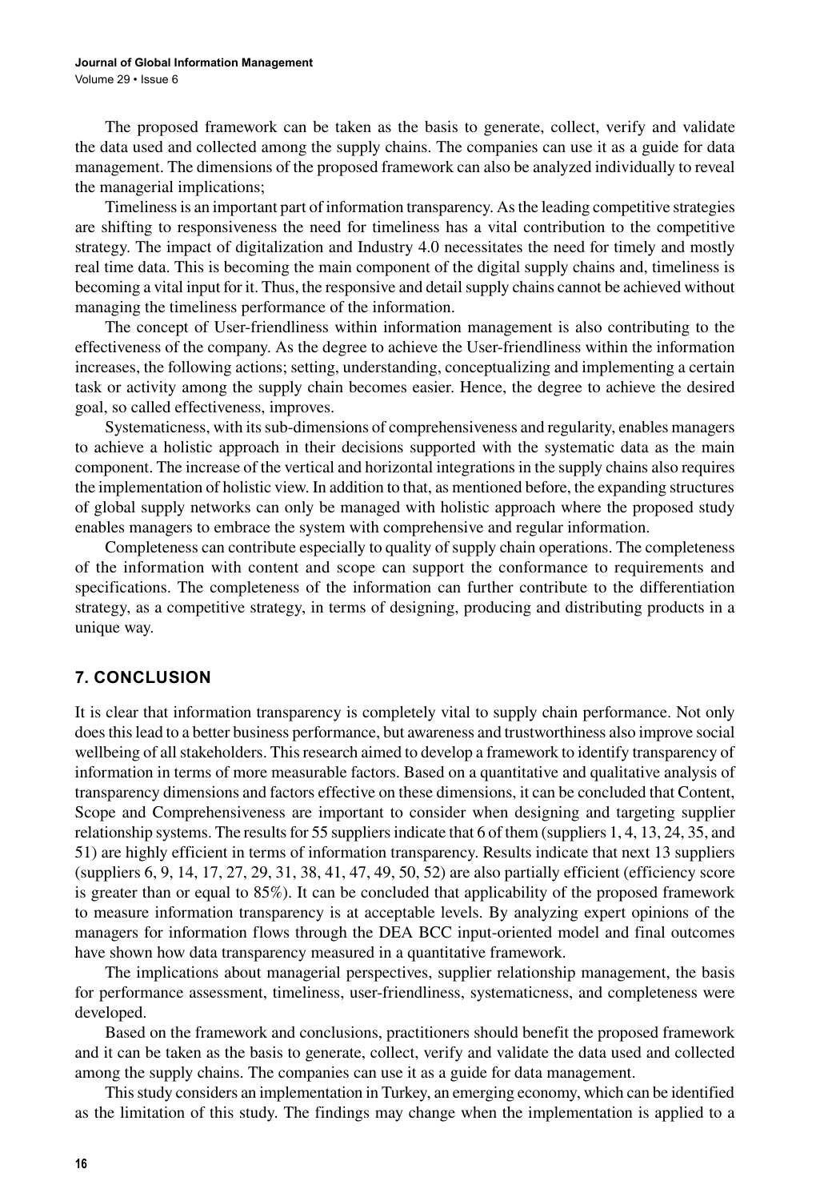The proposed framework can be taken as the basis to generate, collect, verify and validate the data used and collected among the supply chains. The companies can use it as a guide for data management. The dimensions of the proposed framework can also be analyzed individually to reveal the managerial implications;

Timeliness is an important part of information transparency. As the leading competitive strategies are shifting to responsiveness the need for timeliness has a vital contribution to the competitive strategy. The impact of digitalization and Industry 4.0 necessitates the need for timely and mostly real time data. This is becoming the main component of the digital supply chains and, timeliness is becoming a vital input for it. Thus, the responsive and detail supply chains cannot be achieved without managing the timeliness performance of the information.

The concept of User-friendliness within information management is also contributing to the effectiveness of the company. As the degree to achieve the User-friendliness within the information increases, the following actions; setting, understanding, conceptualizing and implementing a certain task or activity among the supply chain becomes easier. Hence, the degree to achieve the desired goal, so called effectiveness, improves.

Systematicness, with its sub-dimensions of comprehensiveness and regularity, enables managers to achieve a holistic approach in their decisions supported with the systematic data as the main component. The increase of the vertical and horizontal integrations in the supply chains also requires the implementation of holistic view. In addition to that, as mentioned before, the expanding structures of global supply networks can only be managed with holistic approach where the proposed study enables managers to embrace the system with comprehensive and regular information.

Completeness can contribute especially to quality of supply chain operations. The completeness of the information with content and scope can support the conformance to requirements and specifications. The completeness of the information can further contribute to the differentiation strategy, as a competitive strategy, in terms of designing, producing and distributing products in a unique way.

## 7. CONCLUSION

It is clear that information transparency is completely vital to supply chain performance. Not only does this lead to a better business performance, but awareness and trustworthiness also improve social wellbeing of all stakeholders. This research aimed to develop a framework to identify transparency of information in terms of more measurable factors. Based on a quantitative and qualitative analysis of transparency dimensions and factors effective on these dimensions, it can be concluded that Content, Scope and Comprehensiveness are important to consider when designing and targeting supplier relationship systems. The results for 55 suppliers indicate that 6 of them (suppliers 1, 4, 13, 24, 35, and 51) are highly efficient in terms of information transparency. Results indicate that next 13 suppliers (suppliers 6, 9, 14, 17, 27, 29, 31, 38, 41, 47, 49, 50, 52) are also partially efficient (efficiency score is greater than or equal to 85%). It can be concluded that applicability of the proposed framework to measure information transparency is at acceptable levels. By analyzing expert opinions of the managers for information flows through the DEA BCC input-oriented model and final outcomes have shown how data transparency measured in a quantitative framework.

The implications about managerial perspectives, supplier relationship management, the basis for performance assessment, timeliness, user-friendliness, systematicness, and completeness were developed.

Based on the framework and conclusions, practitioners should benefit the proposed framework and it can be taken as the basis to generate, collect, verify and validate the data used and collected among the supply chains. The companies can use it as a guide for data management.

This study considers an implementation in Turkey, an emerging economy, which can be identified as the limitation of this study. The findings may change when the implementation is applied to a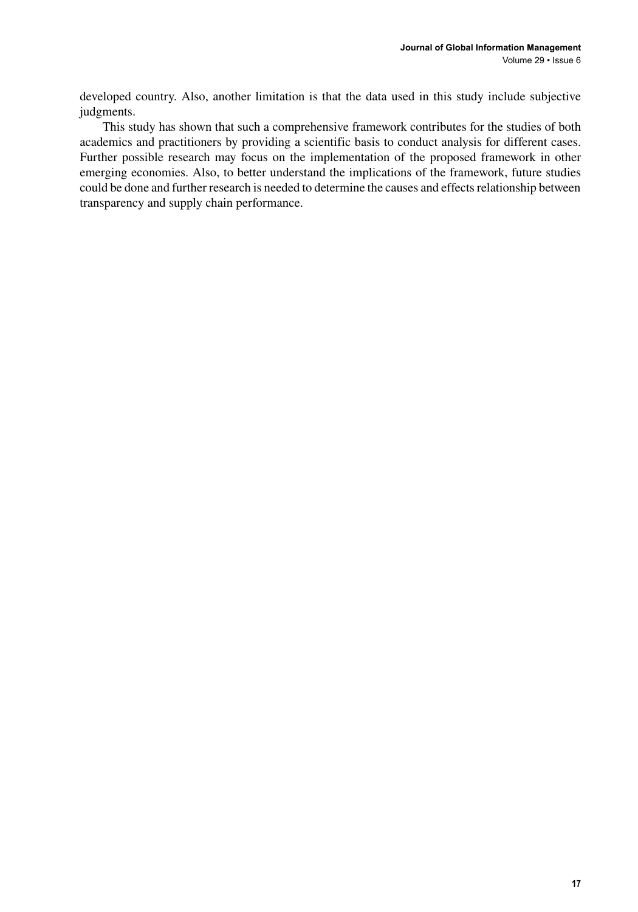developed country. Also, another limitation is that the data used in this study include subjective judgments.

This study has shown that such a comprehensive framework contributes for the studies of both academics and practitioners by providing a scientific basis to conduct analysis for different cases. Further possible research may focus on the implementation of the proposed framework in other emerging economies. Also, to better understand the implications of the framework, future studies could be done and further research is needed to determine the causes and effects relationship between transparency and supply chain performance.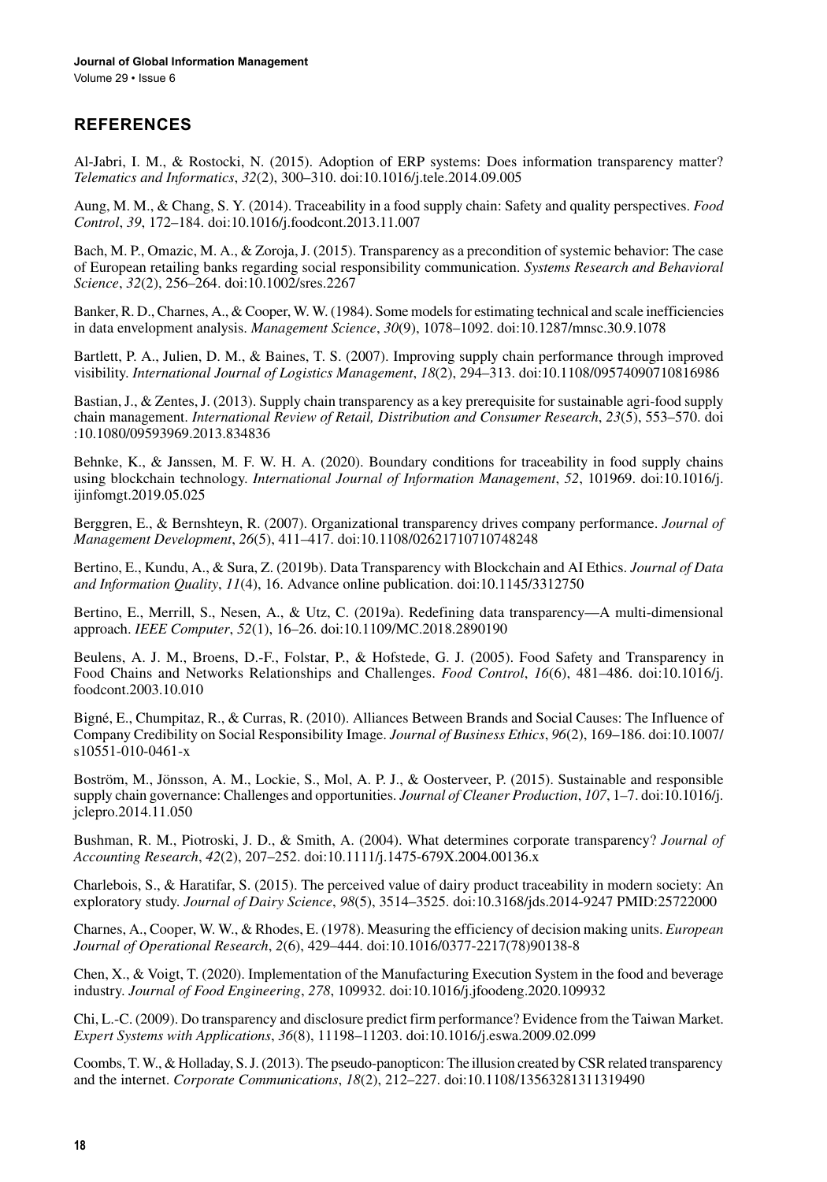## REFERENCES

Al-Jabri, I. M., & Rostocki, N. (2015). Adoption of ERP systems: Does information transparency matter? *Telematics and Informatics*, *32*(2), 300–310. doi:10.1016/j.tele.2014.09.005

Aung, M. M., & Chang, S. Y. (2014). Traceability in a food supply chain: Safety and quality perspectives. *Food Control*, *39*, 172–184. doi:10.1016/j.foodcont.2013.11.007

Bach, M. P., Omazic, M. A., & Zoroja, J. (2015). Transparency as a precondition of systemic behavior: The case of European retailing banks regarding social responsibility communication. *Systems Research and Behavioral Science*, *32*(2), 256–264. doi:10.1002/sres.2267

Banker, R. D., Charnes, A., & Cooper, W. W. (1984). Some models for estimating technical and scale inefficiencies in data envelopment analysis. *Management Science*, *30*(9), 1078–1092. doi:10.1287/mnsc.30.9.1078

Bartlett, P. A., Julien, D. M., & Baines, T. S. (2007). Improving supply chain performance through improved visibility. *International Journal of Logistics Management*, *18*(2), 294–313. doi:10.1108/09574090710816986

Bastian, J., & Zentes, J. (2013). Supply chain transparency as a key prerequisite for sustainable agri-food supply chain management. *International Review of Retail, Distribution and Consumer Research*, *23*(5), 553–570. doi:10.1080/09593969.2013.834836

Behnke, K., & Janssen, M. F. W. H. A. (2020). Boundary conditions for traceability in food supply chains using blockchain technology. *International Journal of Information Management*, *52*, 101969. doi:10.1016/j.ijinfomgt.2019.05.025

Berggren, E., & Bernshteyn, R. (2007). Organizational transparency drives company performance. *Journal of Management Development*, *26*(5), 411–417. doi:10.1108/02621710710748248

Bertino, E., Kundu, A., & Sura, Z. (2019b). Data Transparency with Blockchain and AI Ethics. *Journal of Data and Information Quality*, *11*(4), 16. Advance online publication. doi:10.1145/3312750

Bertino, E., Merrill, S., Nesen, A., & Utz, C. (2019a). Redefining data transparency—A multi-dimensional approach. *IEEE Computer*, *52*(1), 16–26. doi:10.1109/MC.2018.2890190

Beulens, A. J. M., Broens, D.-F., Folstar, P., & Hofstede, G. J. (2005). Food Safety and Transparency in Food Chains and Networks Relationships and Challenges. *Food Control*, *16*(6), 481–486. doi:10.1016/j.foodcont.2003.10.010

Bigné, E., Chumpitaz, R., & Curras, R. (2010). Alliances Between Brands and Social Causes: The Influence of Company Credibility on Social Responsibility Image. *Journal of Business Ethics*, *96*(2), 169–186. doi:10.1007/s10551-010-0461-x

Boström, M., Jönsson, A. M., Lockie, S., Mol, A. P. J., & Oosterveer, P. (2015). Sustainable and responsible supply chain governance: Challenges and opportunities. *Journal of Cleaner Production*, *107*, 1–7. doi:10.1016/j.jclepro.2014.11.050

Bushman, R. M., Piotroski, J. D., & Smith, A. (2004). What determines corporate transparency? *Journal of Accounting Research*, *42*(2), 207–252. doi:10.1111/j.1475-679X.2004.00136.x

Charlebois, S., & Haratifar, S. (2015). The perceived value of dairy product traceability in modern society: An exploratory study. *Journal of Dairy Science*, *98*(5), 3514–3525. doi:10.3168/jds.2014-9247 PMID:25722000

Charnes, A., Cooper, W. W., & Rhodes, E. (1978). Measuring the efficiency of decision making units. *European Journal of Operational Research*, *2*(6), 429–444. doi:10.1016/0377-2217(78)90138-8

Chen, X., & Voigt, T. (2020). Implementation of the Manufacturing Execution System in the food and beverage industry. *Journal of Food Engineering*, *278*, 109932. doi:10.1016/j.jfoodeng.2020.109932

Chi, L.-C. (2009). Do transparency and disclosure predict firm performance? Evidence from the Taiwan Market. *Expert Systems with Applications*, *36*(8), 11198–11203. doi:10.1016/j.eswa.2009.02.099

Coombs, T. W., & Holladay, S. J. (2013). The pseudo-panopticon: The illusion created by CSR related transparency and the internet. *Corporate Communications*, *18*(2), 212–227. doi:10.1108/13563281311319490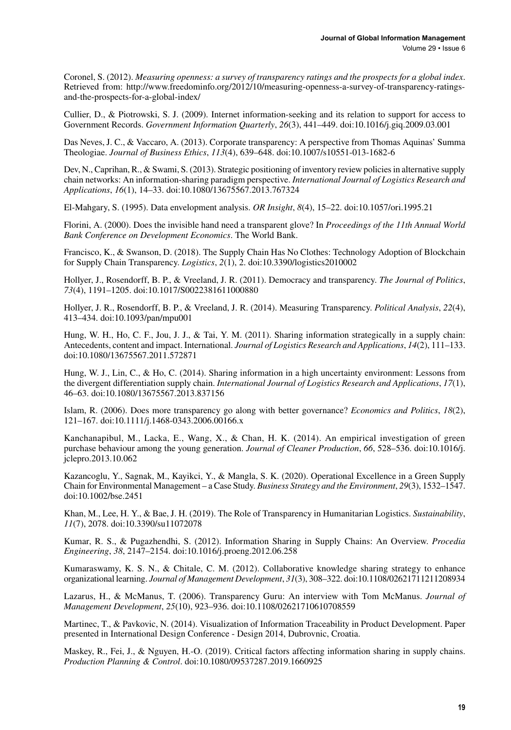Coronel, S. (2012). *Measuring openness: a survey of transparency ratings and the prospects for a global index*. Retrieved from: http://www.freedominfo.org/2012/10/measuring-openness-a-survey-of-transparency-ratings-and-the-prospects-for-a-global-index/

Cullier, D., & Piotrowski, S. J. (2009). Internet information-seeking and its relation to support for access to Government Records. *Government Information Quarterly*, *26*(3), 441–449. doi:10.1016/j.giq.2009.03.001

Das Neves, J. C., & Vaccaro, A. (2013). Corporate transparency: A perspective from Thomas Aquinas' Summa Theologiae. *Journal of Business Ethics*, *113*(4), 639–648. doi:10.1007/s10551-013-1682-6

Dev, N., Caprihan, R., & Swami, S. (2013). Strategic positioning of inventory review policies in alternative supply chain networks: An information-sharing paradigm perspective. *International Journal of Logistics Research and Applications*, *16*(1), 14–33. doi:10.1080/13675567.2013.767324

El-Mahgary, S. (1995). Data envelopment analysis. *OR Insight*, *8*(4), 15–22. doi:10.1057/ori.1995.21

Florini, A. (2000). Does the invisible hand need a transparent glove? In *Proceedings of the 11th Annual World Bank Conference on Development Economics*. The World Bank.

Francisco, K., & Swanson, D. (2018). The Supply Chain Has No Clothes: Technology Adoption of Blockchain for Supply Chain Transparency. *Logistics*, *2*(1), 2. doi:10.3390/logistics2010002

Hollyer, J., Rosendorff, B. P., & Vreeland, J. R. (2011). Democracy and transparency. *The Journal of Politics*, *73*(4), 1191–1205. doi:10.1017/S0022381611000880

Hollyer, J. R., Rosendorff, B. P., & Vreeland, J. R. (2014). Measuring Transparency. *Political Analysis*, *22*(4), 413–434. doi:10.1093/pan/mpu001

Hung, W. H., Ho, C. F., Jou, J. J., & Tai, Y. M. (2011). Sharing information strategically in a supply chain: Antecedents, content and impact. International. *Journal of Logistics Research and Applications*, *14*(2), 111–133. doi:10.1080/13675567.2011.572871

Hung, W. J., Lin, C., & Ho, C. (2014). Sharing information in a high uncertainty environment: Lessons from the divergent differentiation supply chain. *International Journal of Logistics Research and Applications*, *17*(1), 46–63. doi:10.1080/13675567.2013.837156

Islam, R. (2006). Does more transparency go along with better governance? *Economics and Politics*, *18*(2), 121–167. doi:10.1111/j.1468-0343.2006.00166.x

Kanchanapibul, M., Lacka, E., Wang, X., & Chan, H. K. (2014). An empirical investigation of green purchase behaviour among the young generation. *Journal of Cleaner Production*, *66*, 528–536. doi:10.1016/j.jclepro.2013.10.062

Kazancoglu, Y., Sagnak, M., Kayikci, Y., & Mangla, S. K. (2020). Operational Excellence in a Green Supply Chain for Environmental Management – a Case Study. *Business Strategy and the Environment*, *29*(3), 1532–1547. doi:10.1002/bse.2451

Khan, M., Lee, H. Y., & Bae, J. H. (2019). The Role of Transparency in Humanitarian Logistics. *Sustainability*, *11*(7), 2078. doi:10.3390/su11072078

Kumar, R. S., & Pugazhendhi, S. (2012). Information Sharing in Supply Chains: An Overview. *Procedia Engineering*, *38*, 2147–2154. doi:10.1016/j.proeng.2012.06.258

Kumaraswamy, K. S. N., & Chitale, C. M. (2012). Collaborative knowledge sharing strategy to enhance organizational learning. *Journal of Management Development*, *31*(3), 308–322. doi:10.1108/02621711211208934

Lazarus, H., & McManus, T. (2006). Transparency Guru: An interview with Tom McManus. *Journal of Management Development*, *25*(10), 923–936. doi:10.1108/02621710610708559

Martinec, T., & Pavkovic, N. (2014). Visualization of Information Traceability in Product Development. Paper presented in International Design Conference - Design 2014, Dubrovnic, Croatia.

Maskey, R., Fei, J., & Nguyen, H.-O. (2019). Critical factors affecting information sharing in supply chains. *Production Planning & Control*. doi:10.1080/09537287.2019.1660925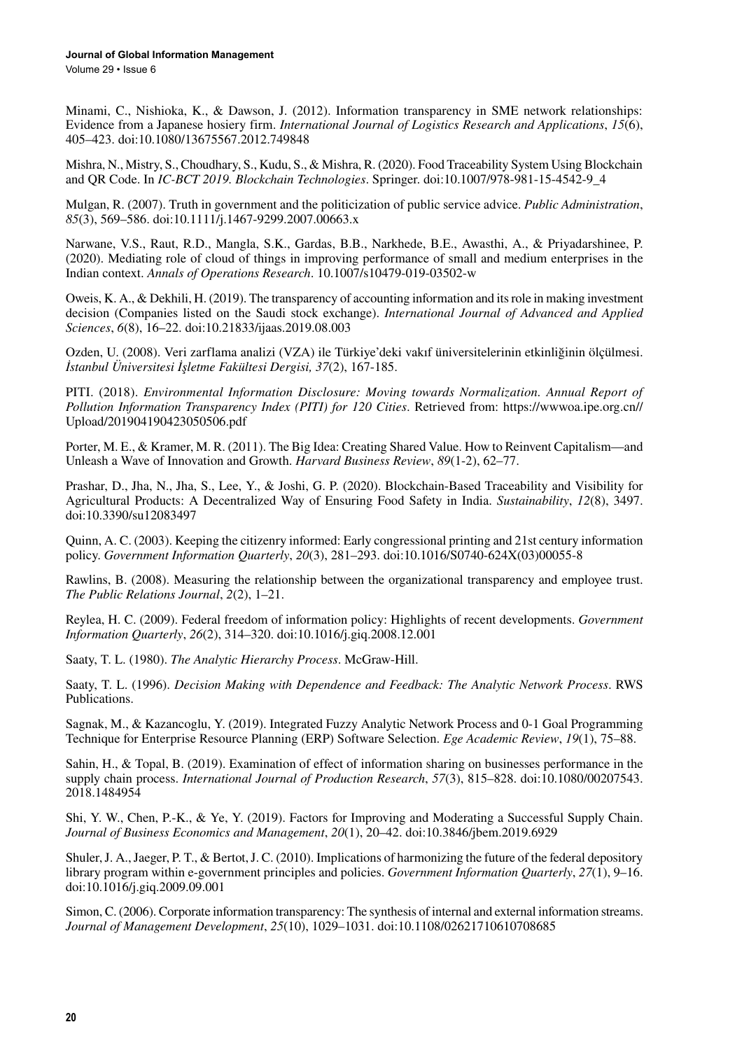Minami, C., Nishioka, K., & Dawson, J. (2012). Information transparency in SME network relationships: Evidence from a Japanese hosiery firm. *International Journal of Logistics Research and Applications*, *15*(6), 405–423. doi:10.1080/13675567.2012.749848

Mishra, N., Mistry, S., Choudhary, S., Kudu, S., & Mishra, R. (2020). Food Traceability System Using Blockchain and QR Code. In *IC-BCT 2019. Blockchain Technologies*. Springer. doi:10.1007/978-981-15-4542-9_4

Mulgan, R. (2007). Truth in government and the politicization of public service advice. *Public Administration*, *85*(3), 569–586. doi:10.1111/j.1467-9299.2007.00663.x

Narwane, V.S., Raut, R.D., Mangla, S.K., Gardas, B.B., Narkhede, B.E., Awasthi, A., & Priyadarshinee, P. (2020). Mediating role of cloud of things in improving performance of small and medium enterprises in the Indian context. *Annals of Operations Research*. 10.1007/s10479-019-03502-w

Oweis, K. A., & Dekhili, H. (2019). The transparency of accounting information and its role in making investment decision (Companies listed on the Saudi stock exchange). *International Journal of Advanced and Applied Sciences*, *6*(8), 16–22. doi:10.21833/ijaas.2019.08.003

Ozden, U. (2008). Veri zarflama analizi (VZA) ile Türkiye'deki vakıf üniversitelerinin etkinliğinin ölçülmesi. *İstanbul Üniversitesi İşletme Fakültesi Dergisi, 37*(2), 167-185.

PITI. (2018). *Environmental Information Disclosure: Moving towards Normalization. Annual Report of Pollution Information Transparency Index (PITI) for 120 Cities*. Retrieved from: https://wwwoa.ipe.org.cn//Upload/201904190423050506.pdf

Porter, M. E., & Kramer, M. R. (2011). The Big Idea: Creating Shared Value. How to Reinvent Capitalism—and Unleash a Wave of Innovation and Growth. *Harvard Business Review*, *89*(1-2), 62–77.

Prashar, D., Jha, N., Jha, S., Lee, Y., & Joshi, G. P. (2020). Blockchain-Based Traceability and Visibility for Agricultural Products: A Decentralized Way of Ensuring Food Safety in India. *Sustainability*, *12*(8), 3497. doi:10.3390/su12083497

Quinn, A. C. (2003). Keeping the citizenry informed: Early congressional printing and 21st century information policy. *Government Information Quarterly*, *20*(3), 281–293. doi:10.1016/S0740-624X(03)00055-8

Rawlins, B. (2008). Measuring the relationship between the organizational transparency and employee trust. *The Public Relations Journal*, *2*(2), 1–21.

Reylea, H. C. (2009). Federal freedom of information policy: Highlights of recent developments. *Government Information Quarterly*, *26*(2), 314–320. doi:10.1016/j.giq.2008.12.001

Saaty, T. L. (1980). *The Analytic Hierarchy Process*. McGraw-Hill.

Saaty, T. L. (1996). *Decision Making with Dependence and Feedback: The Analytic Network Process*. RWS Publications.

Sagnak, M., & Kazancoglu, Y. (2019). Integrated Fuzzy Analytic Network Process and 0-1 Goal Programming Technique for Enterprise Resource Planning (ERP) Software Selection. *Ege Academic Review*, *19*(1), 75–88.

Sahin, H., & Topal, B. (2019). Examination of effect of information sharing on businesses performance in the supply chain process. *International Journal of Production Research*, *57*(3), 815–828. doi:10.1080/00207543.2018.1484954

Shi, Y. W., Chen, P.-K., & Ye, Y. (2019). Factors for Improving and Moderating a Successful Supply Chain. *Journal of Business Economics and Management*, *20*(1), 20–42. doi:10.3846/jbem.2019.6929

Shuler, J. A., Jaeger, P. T., & Bertot, J. C. (2010). Implications of harmonizing the future of the federal depository library program within e-government principles and policies. *Government Information Quarterly*, *27*(1), 9–16. doi:10.1016/j.giq.2009.09.001

Simon, C. (2006). Corporate information transparency: The synthesis of internal and external information streams. *Journal of Management Development*, *25*(10), 1029–1031. doi:10.1108/02621710610708685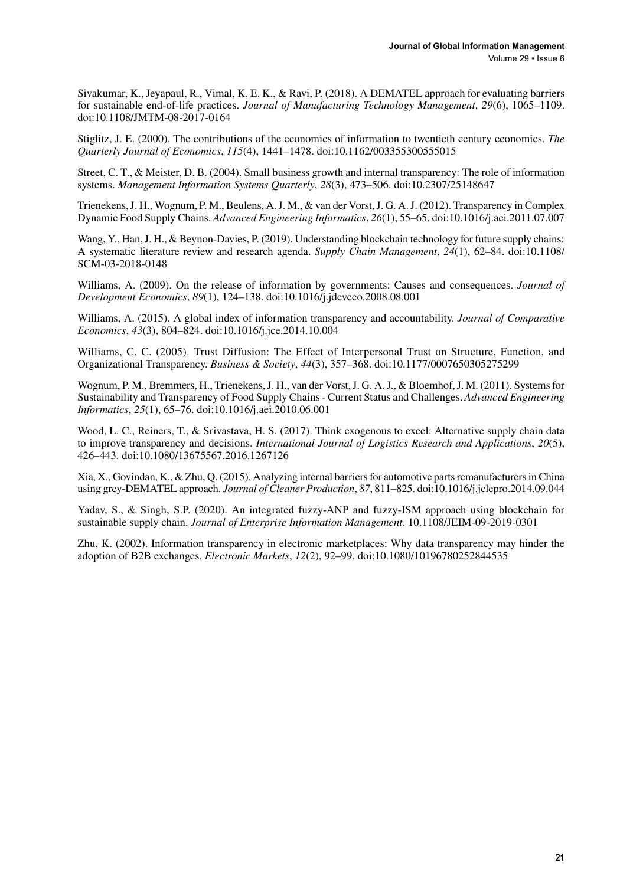Sivakumar, K., Jeyapaul, R., Vimal, K. E. K., & Ravi, P. (2018). A DEMATEL approach for evaluating barriers for sustainable end-of-life practices. *Journal of Manufacturing Technology Management*, *29*(6), 1065–1109. doi:10.1108/JMTM-08-2017-0164

Stiglitz, J. E. (2000). The contributions of the economics of information to twentieth century economics. *The Quarterly Journal of Economics*, *115*(4), 1441–1478. doi:10.1162/003355300555015

Street, C. T., & Meister, D. B. (2004). Small business growth and internal transparency: The role of information systems. *Management Information Systems Quarterly*, *28*(3), 473–506. doi:10.2307/25148647

Trienekens, J. H., Wognum, P. M., Beulens, A. J. M., & van der Vorst, J. G. A. J. (2012). Transparency in Complex Dynamic Food Supply Chains. *Advanced Engineering Informatics*, *26*(1), 55–65. doi:10.1016/j.aei.2011.07.007

Wang, Y., Han, J. H., & Beynon-Davies, P. (2019). Understanding blockchain technology for future supply chains: A systematic literature review and research agenda. *Supply Chain Management*, *24*(1), 62–84. doi:10.1108/SCM-03-2018-0148

Williams, A. (2009). On the release of information by governments: Causes and consequences. *Journal of Development Economics*, *89*(1), 124–138. doi:10.1016/j.jdeveco.2008.08.001

Williams, A. (2015). A global index of information transparency and accountability. *Journal of Comparative Economics*, *43*(3), 804–824. doi:10.1016/j.jce.2014.10.004

Williams, C. C. (2005). Trust Diffusion: The Effect of Interpersonal Trust on Structure, Function, and Organizational Transparency. *Business & Society*, *44*(3), 357–368. doi:10.1177/0007650305275299

Wognum, P. M., Bremmers, H., Trienekens, J. H., van der Vorst, J. G. A. J., & Bloemhof, J. M. (2011). Systems for Sustainability and Transparency of Food Supply Chains - Current Status and Challenges. *Advanced Engineering Informatics*, *25*(1), 65–76. doi:10.1016/j.aei.2010.06.001

Wood, L. C., Reiners, T., & Srivastava, H. S. (2017). Think exogenous to excel: Alternative supply chain data to improve transparency and decisions. *International Journal of Logistics Research and Applications*, *20*(5), 426–443. doi:10.1080/13675567.2016.1267126

Xia, X., Govindan, K., & Zhu, Q. (2015). Analyzing internal barriers for automotive parts remanufacturers in China using grey-DEMATEL approach. *Journal of Cleaner Production*, *87*, 811–825. doi:10.1016/j.jclepro.2014.09.044

Yadav, S., & Singh, S.P. (2020). An integrated fuzzy-ANP and fuzzy-ISM approach using blockchain for sustainable supply chain. *Journal of Enterprise Information Management*. 10.1108/JEIM-09-2019-0301

Zhu, K. (2002). Information transparency in electronic marketplaces: Why data transparency may hinder the adoption of B2B exchanges. *Electronic Markets*, *12*(2), 92–99. doi:10.1080/10196780252844535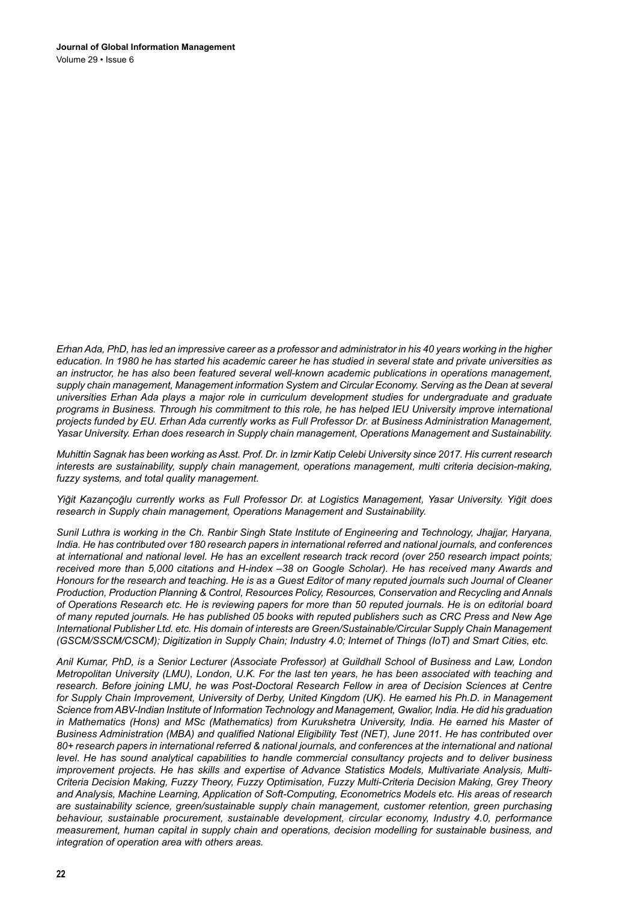*Erhan Ada, PhD, has led an impressive career as a professor and administrator in his 40 years working in the higher education. In 1980 he has started his academic career he has studied in several state and private universities as an instructor, he has also been featured several well-known academic publications in operations management, supply chain management, Management information System and Circular Economy. Serving as the Dean at several universities Erhan Ada plays a major role in curriculum development studies for undergraduate and graduate programs in Business. Through his commitment to this role, he has helped IEU University improve international projects funded by EU. Erhan Ada currently works as Full Professor Dr. at Business Administration Management, Yasar University. Erhan does research in Supply chain management, Operations Management and Sustainability.*

*Muhittin Sagnak has been working as Asst. Prof. Dr. in Izmir Katip Celebi University since 2017. His current research interests are sustainability, supply chain management, operations management, multi criteria decision-making, fuzzy systems, and total quality management.*

*Yiğit Kazançoğlu currently works as Full Professor Dr. at Logistics Management, Yasar University. Yiğit does research in Supply chain management, Operations Management and Sustainability.*

*Sunil Luthra is working in the Ch. Ranbir Singh State Institute of Engineering and Technology, Jhajjar, Haryana, India. He has contributed over 180 research papers in international referred and national journals, and conferences at international and national level. He has an excellent research track record (over 250 research impact points; received more than 5,000 citations and H-index –38 on Google Scholar). He has received many Awards and Honours for the research and teaching. He is as a Guest Editor of many reputed journals such Journal of Cleaner Production, Production Planning & Control, Resources Policy, Resources, Conservation and Recycling and Annals of Operations Research etc. He is reviewing papers for more than 50 reputed journals. He is on editorial board of many reputed journals. He has published 05 books with reputed publishers such as CRC Press and New Age International Publisher Ltd. etc. His domain of interests are Green/Sustainable/Circular Supply Chain Management (GSCM/SSCM/CSCM); Digitization in Supply Chain; Industry 4.0; Internet of Things (IoT) and Smart Cities, etc.*

*Anil Kumar, PhD, is a Senior Lecturer (Associate Professor) at Guildhall School of Business and Law, London Metropolitan University (LMU), London, U.K. For the last ten years, he has been associated with teaching and research. Before joining LMU, he was Post-Doctoral Research Fellow in area of Decision Sciences at Centre for Supply Chain Improvement, University of Derby, United Kingdom (UK). He earned his Ph.D. in Management Science from ABV-Indian Institute of Information Technology and Management, Gwalior, India. He did his graduation in Mathematics (Hons) and MSc (Mathematics) from Kurukshetra University, India. He earned his Master of Business Administration (MBA) and qualified National Eligibility Test (NET), June 2011. He has contributed over 80+ research papers in international referred & national journals, and conferences at the international and national level. He has sound analytical capabilities to handle commercial consultancy projects and to deliver business improvement projects. He has skills and expertise of Advance Statistics Models, Multivariate Analysis, Multi-Criteria Decision Making, Fuzzy Theory, Fuzzy Optimisation, Fuzzy Multi-Criteria Decision Making, Grey Theory and Analysis, Machine Learning, Application of Soft-Computing, Econometrics Models etc. His areas of research are sustainability science, green/sustainable supply chain management, customer retention, green purchasing behaviour, sustainable procurement, sustainable development, circular economy, Industry 4.0, performance measurement, human capital in supply chain and operations, decision modelling for sustainable business, and integration of operation area with others areas.*